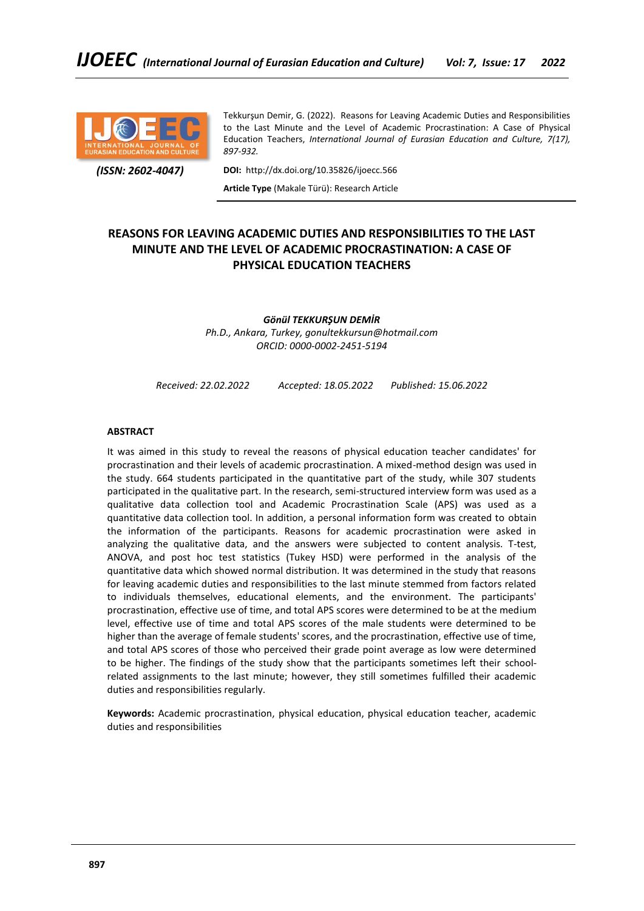Tekkurşun Demir, G. (2022). Reasons for Leaving Academic Duties and Responsibilities to the Last Minute and the Level of Academic Procrastination: A Case of Physical Education Teachers, *International Journal of Eurasian Education and Culture, 7(17), 897-932.*

*(ISSN: 2602-4047)*

**DOI:** http://dx.doi.org/10.35826/ijoecc.566

**Article Type** (Makale Türü): Research Article

# REASONS FOR LEAVING ACADEMIC DUTIES AND RESPONSIBILITIES TO THE LAST MINUTE AND THE LEVEL OF ACADEMIC PROCRASTINATION: A CASE OF PHYSICAL EDUCATION TEACHERS

***Gönül TEKKURŞUN DEMİR***
*Ph.D., Ankara, Turkey, gonultekkursun@hotmail.com*
*ORCID: 0000-0002-2451-5194*

*Received: 22.02.2022 Accepted: 18.05.2022 Published: 15.06.2022*

## ABSTRACT

It was aimed in this study to reveal the reasons of physical education teacher candidates' for procrastination and their levels of academic procrastination. A mixed-method design was used in the study. 664 students participated in the quantitative part of the study, while 307 students participated in the qualitative part. In the research, semi-structured interview form was used as a qualitative data collection tool and Academic Procrastination Scale (APS) was used as a quantitative data collection tool. In addition, a personal information form was created to obtain the information of the participants. Reasons for academic procrastination were asked in analyzing the qualitative data, and the answers were subjected to content analysis. T-test, ANOVA, and post hoc test statistics (Tukey HSD) were performed in the analysis of the quantitative data which showed normal distribution. It was determined in the study that reasons for leaving academic duties and responsibilities to the last minute stemmed from factors related to individuals themselves, educational elements, and the environment. The participants' procrastination, effective use of time, and total APS scores were determined to be at the medium level, effective use of time and total APS scores of the male students were determined to be higher than the average of female students' scores, and the procrastination, effective use of time, and total APS scores of those who perceived their grade point average as low were determined to be higher. The findings of the study show that the participants sometimes left their school-related assignments to the last minute; however, they still sometimes fulfilled their academic duties and responsibilities regularly.

**Keywords:** Academic procrastination, physical education, physical education teacher, academic duties and responsibilities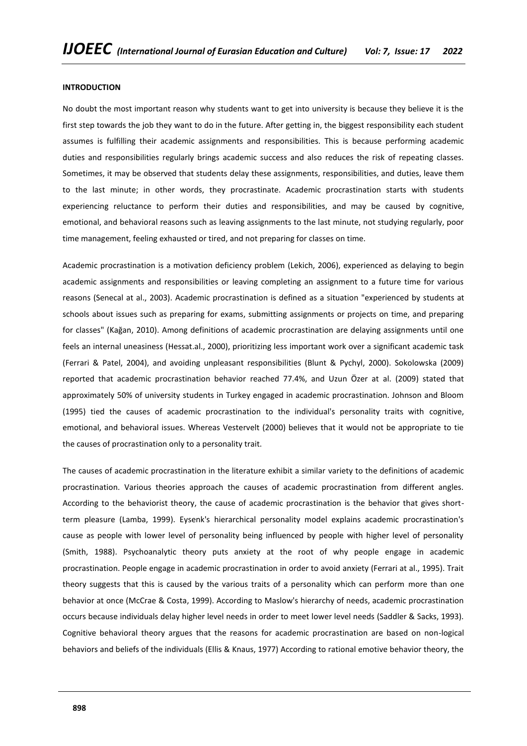**INTRODUCTION**

No doubt the most important reason why students want to get into university is because they believe it is the first step towards the job they want to do in the future. After getting in, the biggest responsibility each student assumes is fulfilling their academic assignments and responsibilities. This is because performing academic duties and responsibilities regularly brings academic success and also reduces the risk of repeating classes. Sometimes, it may be observed that students delay these assignments, responsibilities, and duties, leave them to the last minute; in other words, they procrastinate. Academic procrastination starts with students experiencing reluctance to perform their duties and responsibilities, and may be caused by cognitive, emotional, and behavioral reasons such as leaving assignments to the last minute, not studying regularly, poor time management, feeling exhausted or tired, and not preparing for classes on time.

Academic procrastination is a motivation deficiency problem (Lekich, 2006), experienced as delaying to begin academic assignments and responsibilities or leaving completing an assignment to a future time for various reasons (Senecal at al., 2003). Academic procrastination is defined as a situation "experienced by students at schools about issues such as preparing for exams, submitting assignments or projects on time, and preparing for classes" (Kağan, 2010). Among definitions of academic procrastination are delaying assignments until one feels an internal uneasiness (Hessat.al., 2000), prioritizing less important work over a significant academic task (Ferrari & Patel, 2004), and avoiding unpleasant responsibilities (Blunt & Pychyl, 2000). Sokolowska (2009) reported that academic procrastination behavior reached 77.4%, and Uzun Özer at al. (2009) stated that approximately 50% of university students in Turkey engaged in academic procrastination. Johnson and Bloom (1995) tied the causes of academic procrastination to the individual's personality traits with cognitive, emotional, and behavioral issues. Whereas Vestervelt (2000) believes that it would not be appropriate to tie the causes of procrastination only to a personality trait.

The causes of academic procrastination in the literature exhibit a similar variety to the definitions of academic procrastination. Various theories approach the causes of academic procrastination from different angles. According to the behaviorist theory, the cause of academic procrastination is the behavior that gives short-term pleasure (Lamba, 1999). Eysenk's hierarchical personality model explains academic procrastination's cause as people with lower level of personality being influenced by people with higher level of personality (Smith, 1988). Psychoanalytic theory puts anxiety at the root of why people engage in academic procrastination. People engage in academic procrastination in order to avoid anxiety (Ferrari at al., 1995). Trait theory suggests that this is caused by the various traits of a personality which can perform more than one behavior at once (McCrae & Costa, 1999). According to Maslow's hierarchy of needs, academic procrastination occurs because individuals delay higher level needs in order to meet lower level needs (Saddler & Sacks, 1993). Cognitive behavioral theory argues that the reasons for academic procrastination are based on non-logical behaviors and beliefs of the individuals (Ellis & Knaus, 1977) According to rational emotive behavior theory, the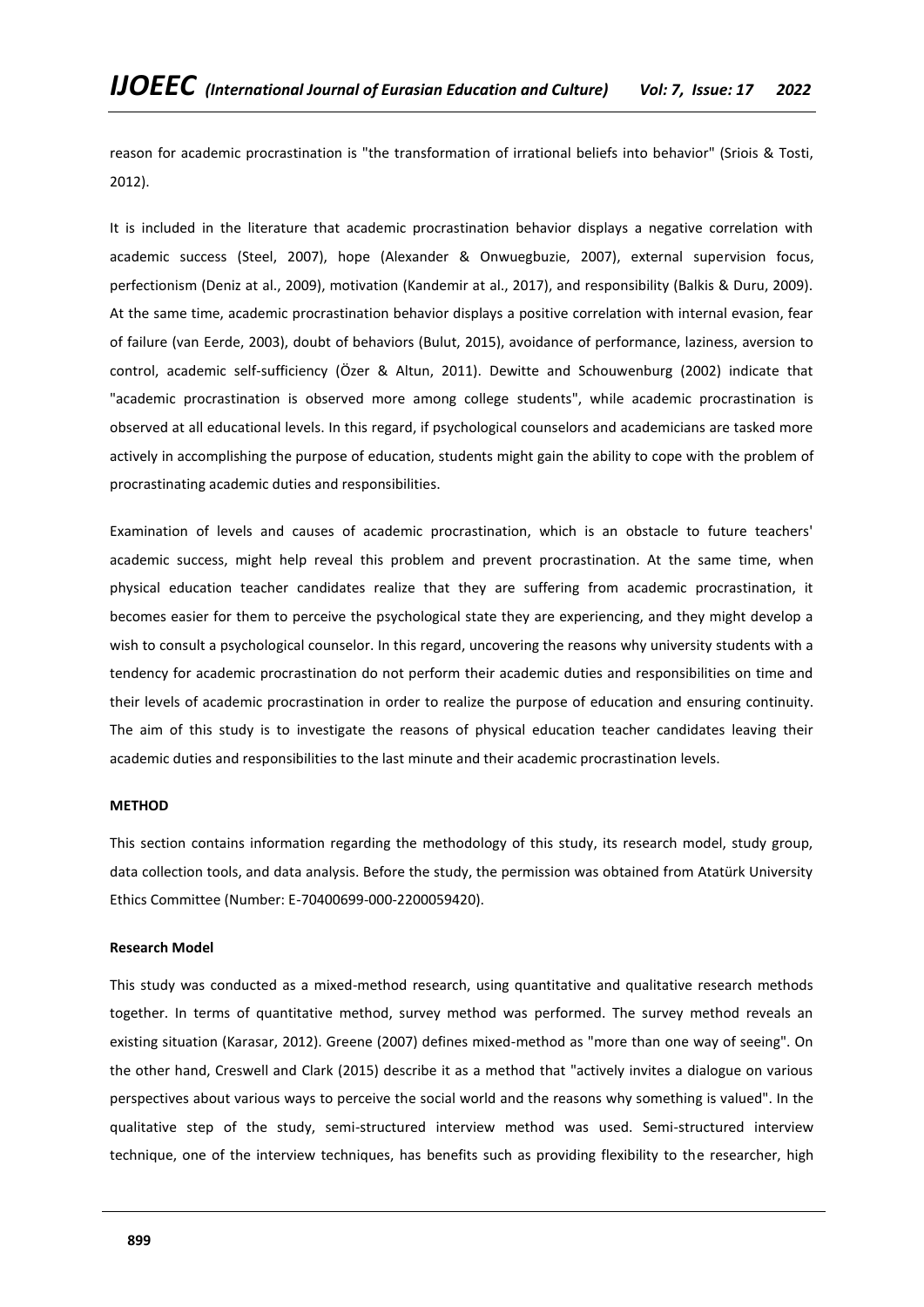reason for academic procrastination is "the transformation of irrational beliefs into behavior" (Sriois & Tosti, 2012).

It is included in the literature that academic procrastination behavior displays a negative correlation with academic success (Steel, 2007), hope (Alexander & Onwuegbuzie, 2007), external supervision focus, perfectionism (Deniz at al., 2009), motivation (Kandemir at al., 2017), and responsibility (Balkis & Duru, 2009). At the same time, academic procrastination behavior displays a positive correlation with internal evasion, fear of failure (van Eerde, 2003), doubt of behaviors (Bulut, 2015), avoidance of performance, laziness, aversion to control, academic self-sufficiency (Özer & Altun, 2011). Dewitte and Schouwenburg (2002) indicate that "academic procrastination is observed more among college students", while academic procrastination is observed at all educational levels. In this regard, if psychological counselors and academicians are tasked more actively in accomplishing the purpose of education, students might gain the ability to cope with the problem of procrastinating academic duties and responsibilities.

Examination of levels and causes of academic procrastination, which is an obstacle to future teachers' academic success, might help reveal this problem and prevent procrastination. At the same time, when physical education teacher candidates realize that they are suffering from academic procrastination, it becomes easier for them to perceive the psychological state they are experiencing, and they might develop a wish to consult a psychological counselor. In this regard, uncovering the reasons why university students with a tendency for academic procrastination do not perform their academic duties and responsibilities on time and their levels of academic procrastination in order to realize the purpose of education and ensuring continuity. The aim of this study is to investigate the reasons of physical education teacher candidates leaving their academic duties and responsibilities to the last minute and their academic procrastination levels.

## METHOD

This section contains information regarding the methodology of this study, its research model, study group, data collection tools, and data analysis. Before the study, the permission was obtained from Atatürk University Ethics Committee (Number: E-70400699-000-2200059420).

### Research Model

This study was conducted as a mixed-method research, using quantitative and qualitative research methods together. In terms of quantitative method, survey method was performed. The survey method reveals an existing situation (Karasar, 2012). Greene (2007) defines mixed-method as "more than one way of seeing". On the other hand, Creswell and Clark (2015) describe it as a method that "actively invites a dialogue on various perspectives about various ways to perceive the social world and the reasons why something is valued". In the qualitative step of the study, semi-structured interview method was used. Semi-structured interview technique, one of the interview techniques, has benefits such as providing flexibility to the researcher, high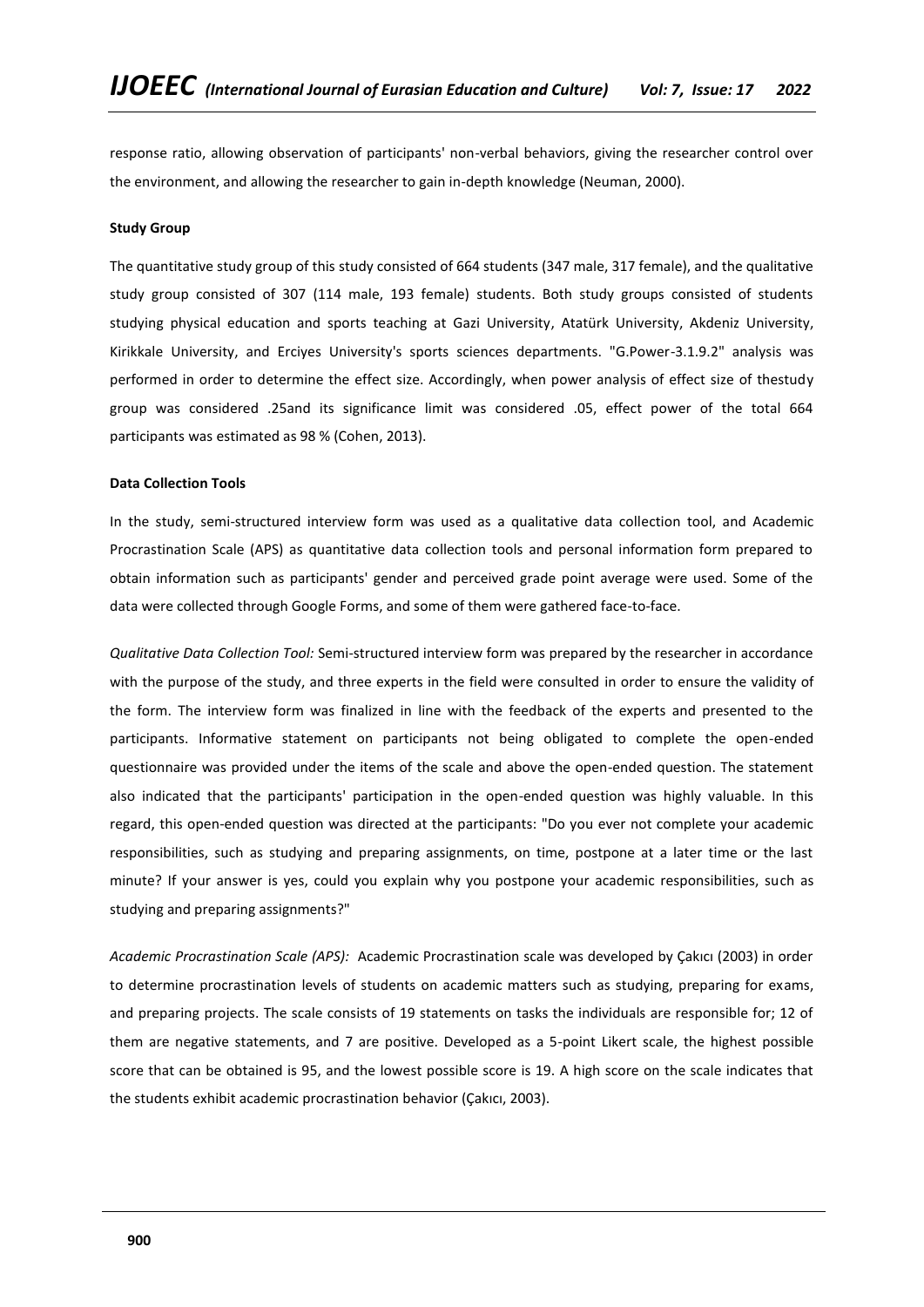response ratio, allowing observation of participants' non-verbal behaviors, giving the researcher control over the environment, and allowing the researcher to gain in-depth knowledge (Neuman, 2000).

**Study Group**

The quantitative study group of this study consisted of 664 students (347 male, 317 female), and the qualitative study group consisted of 307 (114 male, 193 female) students. Both study groups consisted of students studying physical education and sports teaching at Gazi University, Atatürk University, Akdeniz University, Kirikkale University, and Erciyes University's sports sciences departments. "G.Power-3.1.9.2" analysis was performed in order to determine the effect size. Accordingly, when power analysis of effect size of thestudy group was considered .25and its significance limit was considered .05, effect power of the total 664 participants was estimated as 98 % (Cohen, 2013).

**Data Collection Tools**

In the study, semi-structured interview form was used as a qualitative data collection tool, and Academic Procrastination Scale (APS) as quantitative data collection tools and personal information form prepared to obtain information such as participants' gender and perceived grade point average were used. Some of the data were collected through Google Forms, and some of them were gathered face-to-face.

*Qualitative Data Collection Tool:* Semi-structured interview form was prepared by the researcher in accordance with the purpose of the study, and three experts in the field were consulted in order to ensure the validity of the form. The interview form was finalized in line with the feedback of the experts and presented to the participants. Informative statement on participants not being obligated to complete the open-ended questionnaire was provided under the items of the scale and above the open-ended question. The statement also indicated that the participants' participation in the open-ended question was highly valuable. In this regard, this open-ended question was directed at the participants: "Do you ever not complete your academic responsibilities, such as studying and preparing assignments, on time, postpone at a later time or the last minute? If your answer is yes, could you explain why you postpone your academic responsibilities, such as studying and preparing assignments?"

*Academic Procrastination Scale (APS):* Academic Procrastination scale was developed by Çakıcı (2003) in order to determine procrastination levels of students on academic matters such as studying, preparing for exams, and preparing projects. The scale consists of 19 statements on tasks the individuals are responsible for; 12 of them are negative statements, and 7 are positive. Developed as a 5-point Likert scale, the highest possible score that can be obtained is 95, and the lowest possible score is 19. A high score on the scale indicates that the students exhibit academic procrastination behavior (Çakıcı, 2003).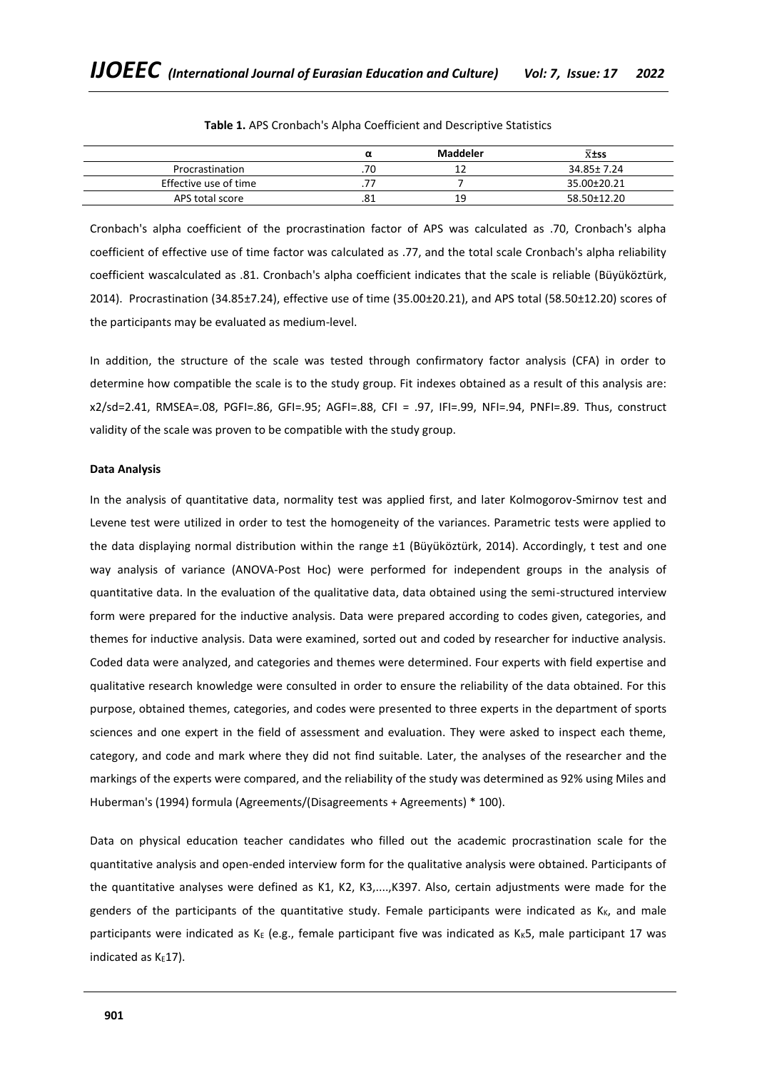**Table 1.** APS Cronbach's Alpha Coefficient and Descriptive Statistics

| | α | Maddeler | $\bar{X}$±ss |
|---|---|---|---|
| Procrastination | .70 | 12 | 34.85± 7.24 |
| Effective use of time | .77 | 7 | 35.00±20.21 |
| APS total score | .81 | 19 | 58.50±12.20 |

Cronbach's alpha coefficient of the procrastination factor of APS was calculated as .70, Cronbach's alpha coefficient of effective use of time factor was calculated as .77, and the total scale Cronbach's alpha reliability coefficient wascalculated as .81. Cronbach's alpha coefficient indicates that the scale is reliable (Büyüköztürk, 2014). Procrastination (34.85±7.24), effective use of time (35.00±20.21), and APS total (58.50±12.20) scores of the participants may be evaluated as medium-level.

In addition, the structure of the scale was tested through confirmatory factor analysis (CFA) in order to determine how compatible the scale is to the study group. Fit indexes obtained as a result of this analysis are: x2/sd=2.41, RMSEA=.08, PGFI=.86, GFI=.95; AGFI=.88, CFI = .97, IFI=.99, NFI=.94, PNFI=.89. Thus, construct validity of the scale was proven to be compatible with the study group.

**Data Analysis**

In the analysis of quantitative data, normality test was applied first, and later Kolmogorov-Smirnov test and Levene test were utilized in order to test the homogeneity of the variances. Parametric tests were applied to the data displaying normal distribution within the range ±1 (Büyüköztürk, 2014). Accordingly, t test and one way analysis of variance (ANOVA-Post Hoc) were performed for independent groups in the analysis of quantitative data. In the evaluation of the qualitative data, data obtained using the semi-structured interview form were prepared for the inductive analysis. Data were prepared according to codes given, categories, and themes for inductive analysis. Data were examined, sorted out and coded by researcher for inductive analysis. Coded data were analyzed, and categories and themes were determined. Four experts with field expertise and qualitative research knowledge were consulted in order to ensure the reliability of the data obtained. For this purpose, obtained themes, categories, and codes were presented to three experts in the department of sports sciences and one expert in the field of assessment and evaluation. They were asked to inspect each theme, category, and code and mark where they did not find suitable. Later, the analyses of the researcher and the markings of the experts were compared, and the reliability of the study was determined as 92% using Miles and Huberman's (1994) formula (Agreements/(Disagreements + Agreements) * 100).

Data on physical education teacher candidates who filled out the academic procrastination scale for the quantitative analysis and open-ended interview form for the qualitative analysis were obtained. Participants of the quantitative analyses were defined as K1, K2, K3,....,K397. Also, certain adjustments were made for the genders of the participants of the quantitative study. Female participants were indicated as $K_K$, and male participants were indicated as $K_E$ (e.g., female participant five was indicated as $K_K5$, male participant 17 was indicated as $K_E17$).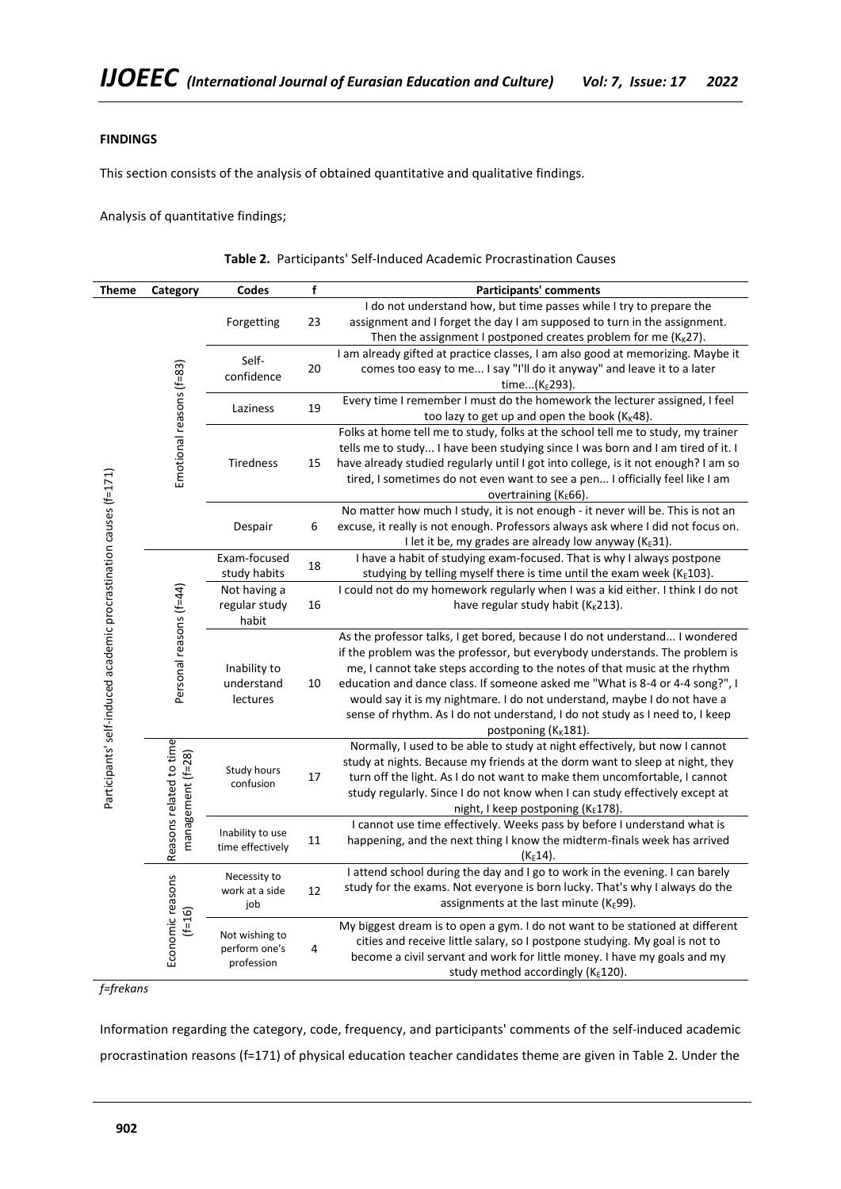**FINDINGS**

This section consists of the analysis of obtained quantitative and qualitative findings.

Analysis of quantitative findings;

**Table 2.** Participants' Self-Induced Academic Procrastination Causes

| Theme | Category | Codes | f | Participants' comments |
|---|---|---|---|---|
| Participants' self-induced academic procrastination causes (f=171) | Emotional reasons (f=83) | Forgetting | 23 | I do not understand how, but time passes while I try to prepare the assignment and I forget the day I am supposed to turn in the assignment. Then the assignment I postponed creates problem for me ($K_K$27). |
| | | Self-confidence | 20 | I am already gifted at practice classes, I am also good at memorizing. Maybe it comes too easy to me... I say "I'll do it anyway" and leave it to a later time...($K_E$293). |
| | | Laziness | 19 | Every time I remember I must do the homework the lecturer assigned, I feel too lazy to get up and open the book ($K_K$48). |
| | | Tiredness | 15 | Folks at home tell me to study, folks at the school tell me to study, my trainer tells me to study... I have been studying since I was born and I am tired of it. I have already studied regularly until I got into college, is it not enough? I am so tired, I sometimes do not even want to see a pen... I officially feel like I am overtraining ($K_E$66). |
| | | Despair | 6 | No matter how much I study, it is not enough - it never will be. This is not an excuse, it really is not enough. Professors always ask where I did not focus on. I let it be, my grades are already low anyway ($K_E$31). |
| | Personal reasons (f=44) | Exam-focused study habits | 18 | I have a habit of studying exam-focused. That is why I always postpone studying by telling myself there is time until the exam week ($K_E$103). |
| | | Not having a regular study habit | 16 | I could not do my homework regularly when I was a kid either. I think I do not have regular study habit ($K_K$213). |
| | | Inability to understand lectures | 10 | As the professor talks, I get bored, because I do not understand... I wondered if the problem was the professor, but everybody understands. The problem is me, I cannot take steps according to the notes of that music at the rhythm education and dance class. If someone asked me "What is 8-4 or 4-4 song?", I would say it is my nightmare. I do not understand, maybe I do not have a sense of rhythm. As I do not understand, I do not study as I need to, I keep postponing ($K_K$181). |
| | Reasons related to time management (f=28) | Study hours confusion | 17 | Normally, I used to be able to study at night effectively, but now I cannot study at nights. Because my friends at the dorm want to sleep at night, they turn off the light. As I do not want to make them uncomfortable, I cannot study regularly. Since I do not know when I can study effectively except at night, I keep postponing ($K_E$178). |
| | | Inability to use time effectively | 11 | I cannot use time effectively. Weeks pass by before I understand what is happening, and the next thing I know the midterm-finals week has arrived ($K_E$14). |
| | Economic reasons (f=16) | Necessity to work at a side job | 12 | I attend school during the day and I go to work in the evening. I can barely study for the exams. Not everyone is born lucky. That's why I always do the assignments at the last minute ($K_E$99). |
| | | Not wishing to perform one's profession | 4 | My biggest dream is to open a gym. I do not want to be stationed at different cities and receive little salary, so I postpone studying. My goal is not to become a civil servant and work for little money. I have my goals and my study method accordingly ($K_E$120). |

*f=frekans*

Information regarding the category, code, frequency, and participants' comments of the self-induced academic procrastination reasons (f=171) of physical education teacher candidates theme are given in Table 2. Under the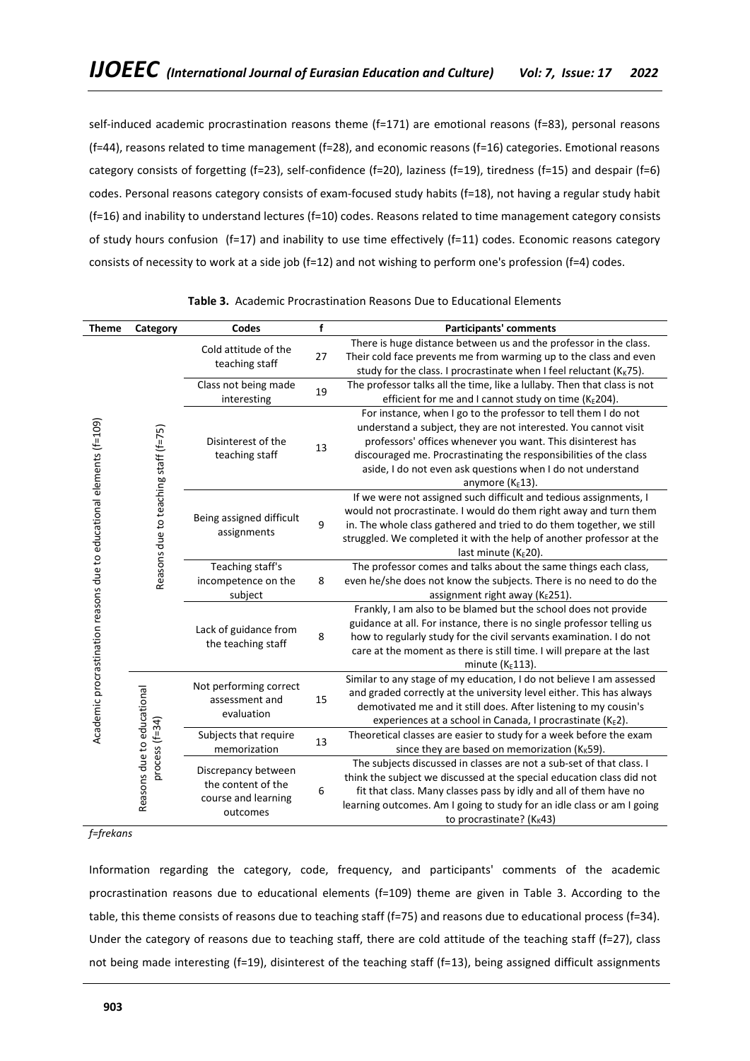self-induced academic procrastination reasons theme (f=171) are emotional reasons (f=83), personal reasons (f=44), reasons related to time management (f=28), and economic reasons (f=16) categories. Emotional reasons category consists of forgetting (f=23), self-confidence (f=20), laziness (f=19), tiredness (f=15) and despair (f=6) codes. Personal reasons category consists of exam-focused study habits (f=18), not having a regular study habit (f=16) and inability to understand lectures (f=10) codes. Reasons related to time management category consists of study hours confusion (f=17) and inability to use time effectively (f=11) codes. Economic reasons category consists of necessity to work at a side job (f=12) and not wishing to perform one's profession (f=4) codes.

**Table 3.** Academic Procrastination Reasons Due to Educational Elements

| Theme | Category | Codes | f | Participants' comments |
|---|---|---|---|---|
| Academic procrastination reasons due to educational elements (f=109) | Reasons due to teaching staff (f=75) | Cold attitude of the teaching staff | 27 | There is huge distance between us and the professor in the class. Their cold face prevents me from warming up to the class and even study for the class. I procrastinate when I feel reluctant ($K_K$75). |
| | | Class not being made interesting | 19 | The professor talks all the time, like a lullaby. Then that class is not efficient for me and I cannot study on time ($K_E$204). |
| | | Disinterest of the teaching staff | 13 | For instance, when I go to the professor to tell them I do not understand a subject, they are not interested. You cannot visit professors' offices whenever you want. This disinterest has discouraged me. Procrastinating the responsibilities of the class aside, I do not even ask questions when I do not understand anymore ($K_E$13). |
| | | Being assigned difficult assignments | 9 | If we were not assigned such difficult and tedious assignments, I would not procrastinate. I would do them right away and turn them in. The whole class gathered and tried to do them together, we still struggled. We completed it with the help of another professor at the last minute ($K_E$20). |
| | | Teaching staff's incompetence on the subject | 8 | The professor comes and talks about the same things each class, even he/she does not know the subjects. There is no need to do the assignment right away ($K_E$251). |
| | | Lack of guidance from the teaching staff | 8 | Frankly, I am also to be blamed but the school does not provide guidance at all. For instance, there is no single professor telling us how to regularly study for the civil servants examination. I do not care at the moment as there is still time. I will prepare at the last minute ($K_E$113). |
| | Reasons due to educational process (f=34) | Not performing correct assessment and evaluation | 15 | Similar to any stage of my education, I do not believe I am assessed and graded correctly at the university level either. This has always demotivated me and it still does. After listening to my cousin's experiences at a school in Canada, I procrastinate ($K_E$2). |
| | | Subjects that require memorization | 13 | Theoretical classes are easier to study for a week before the exam since they are based on memorization ($K_K$59). |
| | | Discrepancy between the content of the course and learning outcomes | 6 | The subjects discussed in classes are not a sub-set of that class. I think the subject we discussed at the special education class did not fit that class. Many classes pass by idly and all of them have no learning outcomes. Am I going to study for an idle class or am I going to procrastinate? ($K_K$43) |

*f=frekans*

Information regarding the category, code, frequency, and participants' comments of the academic procrastination reasons due to educational elements (f=109) theme are given in Table 3. According to the table, this theme consists of reasons due to teaching staff (f=75) and reasons due to educational process (f=34). Under the category of reasons due to teaching staff, there are cold attitude of the teaching staff (f=27), class not being made interesting (f=19), disinterest of the teaching staff (f=13), being assigned difficult assignments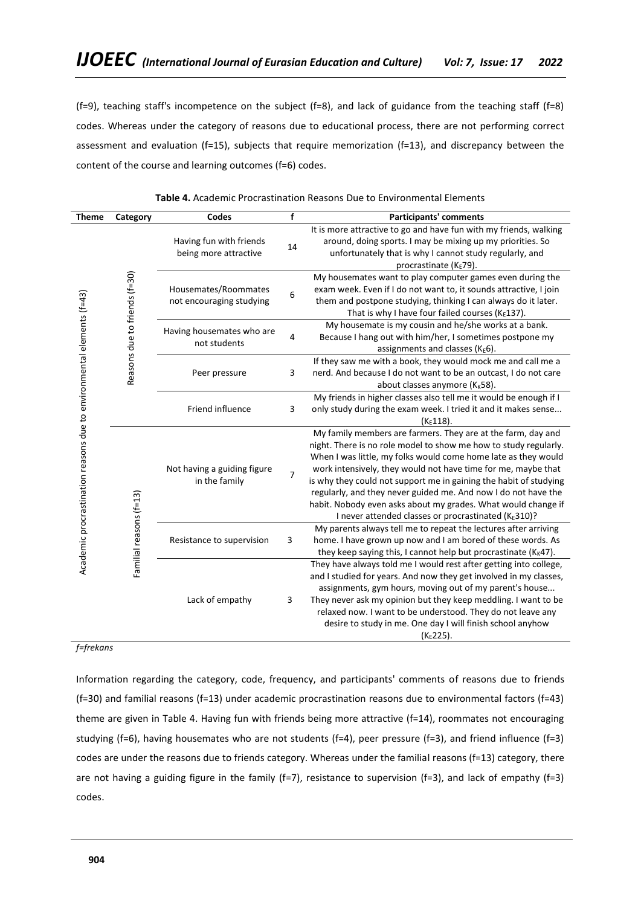(f=9), teaching staff's incompetence on the subject (f=8), and lack of guidance from the teaching staff (f=8) codes. Whereas under the category of reasons due to educational process, there are not performing correct assessment and evaluation (f=15), subjects that require memorization (f=13), and discrepancy between the content of the course and learning outcomes (f=6) codes.

**Table 4.** Academic Procrastination Reasons Due to Environmental Elements

| Theme | Category | Codes | f | Participants' comments |
|---|---|---|---|---|
| Academic procrastination reasons due to environmental elements (f=43) | Reasons due to friends (f=30) | Having fun with friends being more attractive | 14 | It is more attractive to go and have fun with my friends, walking around, doing sports. I may be mixing up my priorities. So unfortunately that is why I cannot study regularly, and procrastinate ($K_E$79). |
| | | Housemates/Roommates not encouraging studying | 6 | My housemates want to play computer games even during the exam week. Even if I do not want to, it sounds attractive, I join them and postpone studying, thinking I can always do it later. That is why I have four failed courses ($K_E$137). |
| | | Having housemates who are not students | 4 | My housemate is my cousin and he/she works at a bank. Because I hang out with him/her, I sometimes postpone my assignments and classes ($K_E$6). |
| | | Peer pressure | 3 | If they saw me with a book, they would mock me and call me a nerd. And because I do not want to be an outcast, I do not care about classes anymore ($K_K$58). |
| | | Friend influence | 3 | My friends in higher classes also tell me it would be enough if I only study during the exam week. I tried it and it makes sense... ($K_E$118). |
| | Familial reasons (f=13) | Not having a guiding figure in the family | 7 | My family members are farmers. They are at the farm, day and night. There is no role model to show me how to study regularly. When I was little, my folks would come home late as they would work intensively, they would not have time for me, maybe that is why they could not support me in gaining the habit of studying regularly, and they never guided me. And now I do not have the habit. Nobody even asks about my grades. What would change if I never attended classes or procrastinated ($K_E$310)? |
| | | Resistance to supervision | 3 | My parents always tell me to repeat the lectures after arriving home. I have grown up now and I am bored of these words. As they keep saying this, I cannot help but procrastinate ($K_K$47). |
| | | Lack of empathy | 3 | They have always told me I would rest after getting into college, and I studied for years. And now they get involved in my classes, assignments, gym hours, moving out of my parent's house... They never ask my opinion but they keep meddling. I want to be relaxed now. I want to be understood. They do not leave any desire to study in me. One day I will finish school anyhow ($K_E$225). |

*f=frekans*

Information regarding the category, code, frequency, and participants' comments of reasons due to friends (f=30) and familial reasons (f=13) under academic procrastination reasons due to environmental factors (f=43) theme are given in Table 4. Having fun with friends being more attractive (f=14), roommates not encouraging studying (f=6), having housemates who are not students (f=4), peer pressure (f=3), and friend influence (f=3) codes are under the reasons due to friends category. Whereas under the familial reasons (f=13) category, there are not having a guiding figure in the family (f=7), resistance to supervision (f=3), and lack of empathy (f=3) codes.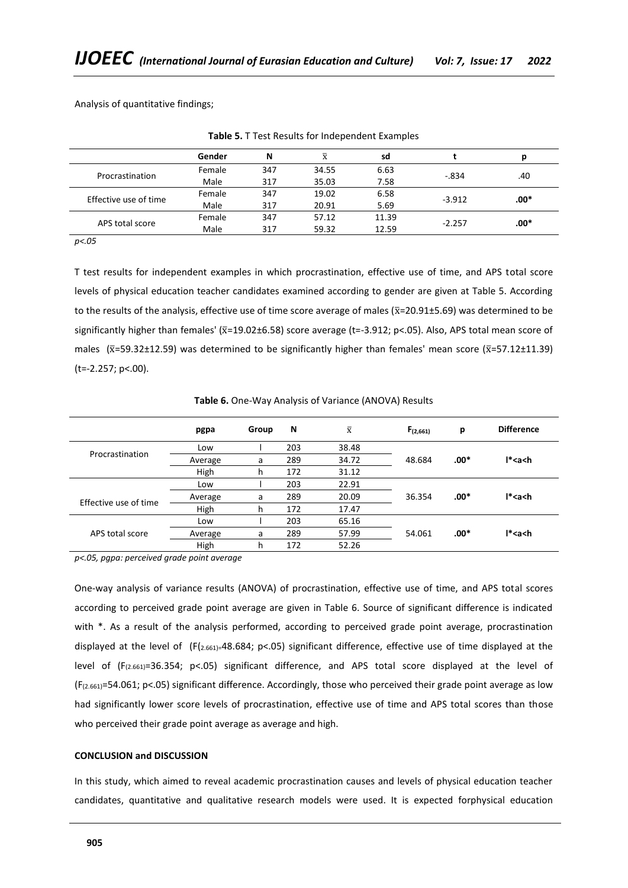Analysis of quantitative findings;

**Table 5.** T Test Results for Independent Examples

| | Gender | N | x̄ | sd | t | p |
|---|---|---|---|---|---|---|
| Procrastination | Female | 347 | 34.55 | 6.63 | -.834 | .40 |
| | Male | 317 | 35.03 | 7.58 | | |
| Effective use of time | Female | 347 | 19.02 | 6.58 | -3.912 | **.00*** |
| | Male | 317 | 20.91 | 5.69 | | |
| APS total score | Female | 347 | 57.12 | 11.39 | -2.257 | **.00*** |
| | Male | 317 | 59.32 | 12.59 | | |

*p<.05*

T test results for independent examples in which procrastination, effective use of time, and APS total score levels of physical education teacher candidates examined according to gender are given at Table 5. According to the results of the analysis, effective use of time score average of males (x̄=20.91±5.69) was determined to be significantly higher than females' (x̄=19.02±6.58) score average (t=-3.912; p<.05). Also, APS total mean score of males (x̄=59.32±12.59) was determined to be significantly higher than females' mean score (x̄=57.12±11.39) (t=-2.257; p<.00).

**Table 6.** One-Way Analysis of Variance (ANOVA) Results

| | pgpa | Group | N | x̄ | $F_{(2,661)}$ | p | Difference |
|---|---|---|---|---|---|---|---|
| Procrastination | Low | l | 203 | 38.48 | 48.684 | **.00*** | **l*<a<h** |
| | Average | a | 289 | 34.72 | | | |
| | High | h | 172 | 31.12 | | | |
| Effective use of time | Low | l | 203 | 22.91 | 36.354 | **.00*** | **l*<a<h** |
| | Average | a | 289 | 20.09 | | | |
| | High | h | 172 | 17.47 | | | |
| APS total score | Low | l | 203 | 65.16 | 54.061 | **.00*** | **l*<a<h** |
| | Average | a | 289 | 57.99 | | | |
| | High | h | 172 | 52.26 | | | |

*p<.05, pgpa: perceived grade point average*

One-way analysis of variance results (ANOVA) of procrastination, effective use of time, and APS total scores according to perceived grade point average are given in Table 6. Source of significant difference is indicated with *. As a result of the analysis performed, according to perceived grade point average, procrastination displayed at the level of ($F_{(2.661)}$=48.684; p<.05) significant difference, effective use of time displayed at the level of ($F_{(2.661)}$=36.354; p<.05) significant difference, and APS total score displayed at the level of ($F_{(2.661)}$=54.061; p<.05) significant difference. Accordingly, those who perceived their grade point average as low had significantly lower score levels of procrastination, effective use of time and APS total scores than those who perceived their grade point average as average and high.

**CONCLUSION and DISCUSSION**

In this study, which aimed to reveal academic procrastination causes and levels of physical education teacher candidates, quantitative and qualitative research models were used. It is expected forphysical education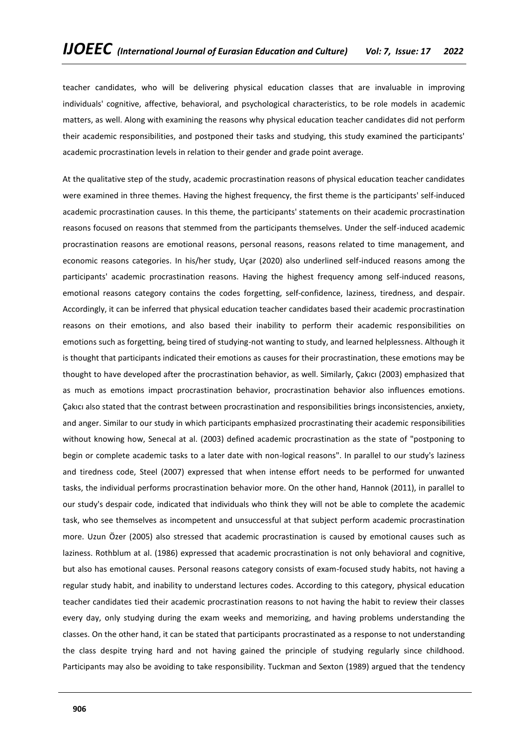teacher candidates, who will be delivering physical education classes that are invaluable in improving individuals' cognitive, affective, behavioral, and psychological characteristics, to be role models in academic matters, as well. Along with examining the reasons why physical education teacher candidates did not perform their academic responsibilities, and postponed their tasks and studying, this study examined the participants' academic procrastination levels in relation to their gender and grade point average.

At the qualitative step of the study, academic procrastination reasons of physical education teacher candidates were examined in three themes. Having the highest frequency, the first theme is the participants' self-induced academic procrastination causes. In this theme, the participants' statements on their academic procrastination reasons focused on reasons that stemmed from the participants themselves. Under the self-induced academic procrastination reasons are emotional reasons, personal reasons, reasons related to time management, and economic reasons categories. In his/her study, Uçar (2020) also underlined self-induced reasons among the participants' academic procrastination reasons. Having the highest frequency among self-induced reasons, emotional reasons category contains the codes forgetting, self-confidence, laziness, tiredness, and despair. Accordingly, it can be inferred that physical education teacher candidates based their academic procrastination reasons on their emotions, and also based their inability to perform their academic responsibilities on emotions such as forgetting, being tired of studying-not wanting to study, and learned helplessness. Although it is thought that participants indicated their emotions as causes for their procrastination, these emotions may be thought to have developed after the procrastination behavior, as well. Similarly, Çakıcı (2003) emphasized that as much as emotions impact procrastination behavior, procrastination behavior also influences emotions. Çakıcı also stated that the contrast between procrastination and responsibilities brings inconsistencies, anxiety, and anger. Similar to our study in which participants emphasized procrastinating their academic responsibilities without knowing how, Senecal at al. (2003) defined academic procrastination as the state of "postponing to begin or complete academic tasks to a later date with non-logical reasons". In parallel to our study's laziness and tiredness code, Steel (2007) expressed that when intense effort needs to be performed for unwanted tasks, the individual performs procrastination behavior more. On the other hand, Hannok (2011), in parallel to our study's despair code, indicated that individuals who think they will not be able to complete the academic task, who see themselves as incompetent and unsuccessful at that subject perform academic procrastination more. Uzun Özer (2005) also stressed that academic procrastination is caused by emotional causes such as laziness. Rothblum at al. (1986) expressed that academic procrastination is not only behavioral and cognitive, but also has emotional causes. Personal reasons category consists of exam-focused study habits, not having a regular study habit, and inability to understand lectures codes. According to this category, physical education teacher candidates tied their academic procrastination reasons to not having the habit to review their classes every day, only studying during the exam weeks and memorizing, and having problems understanding the classes. On the other hand, it can be stated that participants procrastinated as a response to not understanding the class despite trying hard and not having gained the principle of studying regularly since childhood. Participants may also be avoiding to take responsibility. Tuckman and Sexton (1989) argued that the tendency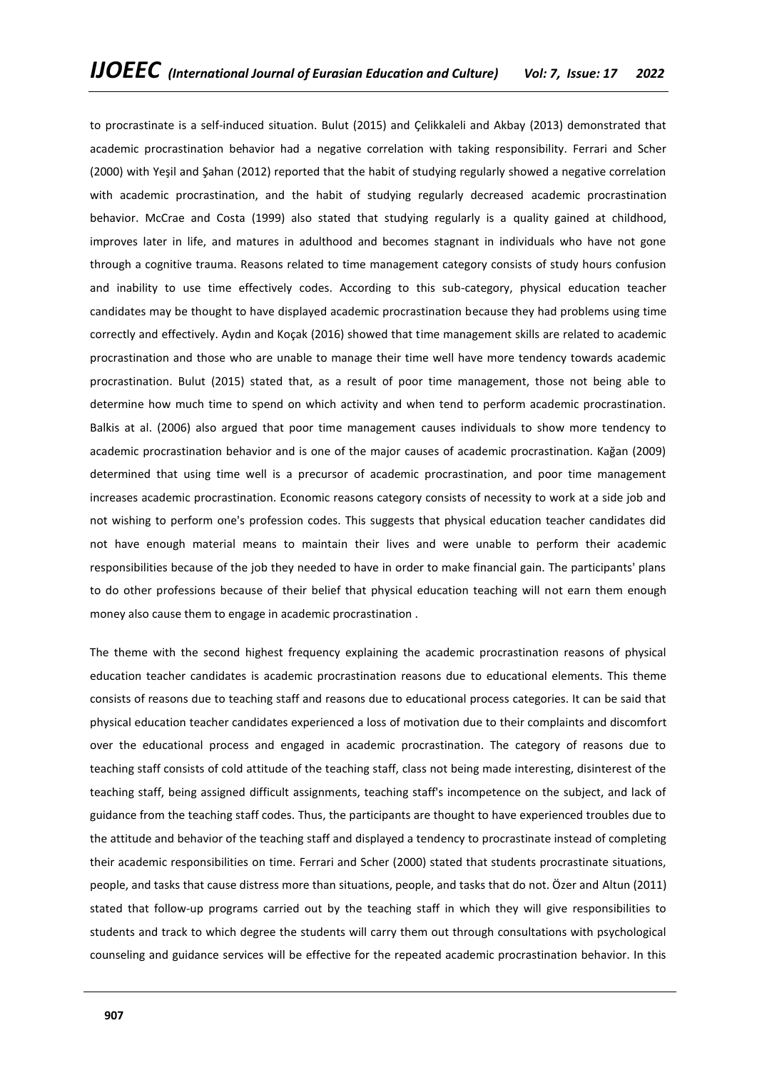to procrastinate is a self-induced situation. Bulut (2015) and Çelikkaleli and Akbay (2013) demonstrated that academic procrastination behavior had a negative correlation with taking responsibility. Ferrari and Scher (2000) with Yeşil and Şahan (2012) reported that the habit of studying regularly showed a negative correlation with academic procrastination, and the habit of studying regularly decreased academic procrastination behavior. McCrae and Costa (1999) also stated that studying regularly is a quality gained at childhood, improves later in life, and matures in adulthood and becomes stagnant in individuals who have not gone through a cognitive trauma. Reasons related to time management category consists of study hours confusion and inability to use time effectively codes. According to this sub-category, physical education teacher candidates may be thought to have displayed academic procrastination because they had problems using time correctly and effectively. Aydın and Koçak (2016) showed that time management skills are related to academic procrastination and those who are unable to manage their time well have more tendency towards academic procrastination. Bulut (2015) stated that, as a result of poor time management, those not being able to determine how much time to spend on which activity and when tend to perform academic procrastination. Balkis at al. (2006) also argued that poor time management causes individuals to show more tendency to academic procrastination behavior and is one of the major causes of academic procrastination. Kağan (2009) determined that using time well is a precursor of academic procrastination, and poor time management increases academic procrastination. Economic reasons category consists of necessity to work at a side job and not wishing to perform one's profession codes. This suggests that physical education teacher candidates did not have enough material means to maintain their lives and were unable to perform their academic responsibilities because of the job they needed to have in order to make financial gain. The participants' plans to do other professions because of their belief that physical education teaching will not earn them enough money also cause them to engage in academic procrastination .

The theme with the second highest frequency explaining the academic procrastination reasons of physical education teacher candidates is academic procrastination reasons due to educational elements. This theme consists of reasons due to teaching staff and reasons due to educational process categories. It can be said that physical education teacher candidates experienced a loss of motivation due to their complaints and discomfort over the educational process and engaged in academic procrastination. The category of reasons due to teaching staff consists of cold attitude of the teaching staff, class not being made interesting, disinterest of the teaching staff, being assigned difficult assignments, teaching staff's incompetence on the subject, and lack of guidance from the teaching staff codes. Thus, the participants are thought to have experienced troubles due to the attitude and behavior of the teaching staff and displayed a tendency to procrastinate instead of completing their academic responsibilities on time. Ferrari and Scher (2000) stated that students procrastinate situations, people, and tasks that cause distress more than situations, people, and tasks that do not. Özer and Altun (2011) stated that follow-up programs carried out by the teaching staff in which they will give responsibilities to students and track to which degree the students will carry them out through consultations with psychological counseling and guidance services will be effective for the repeated academic procrastination behavior. In this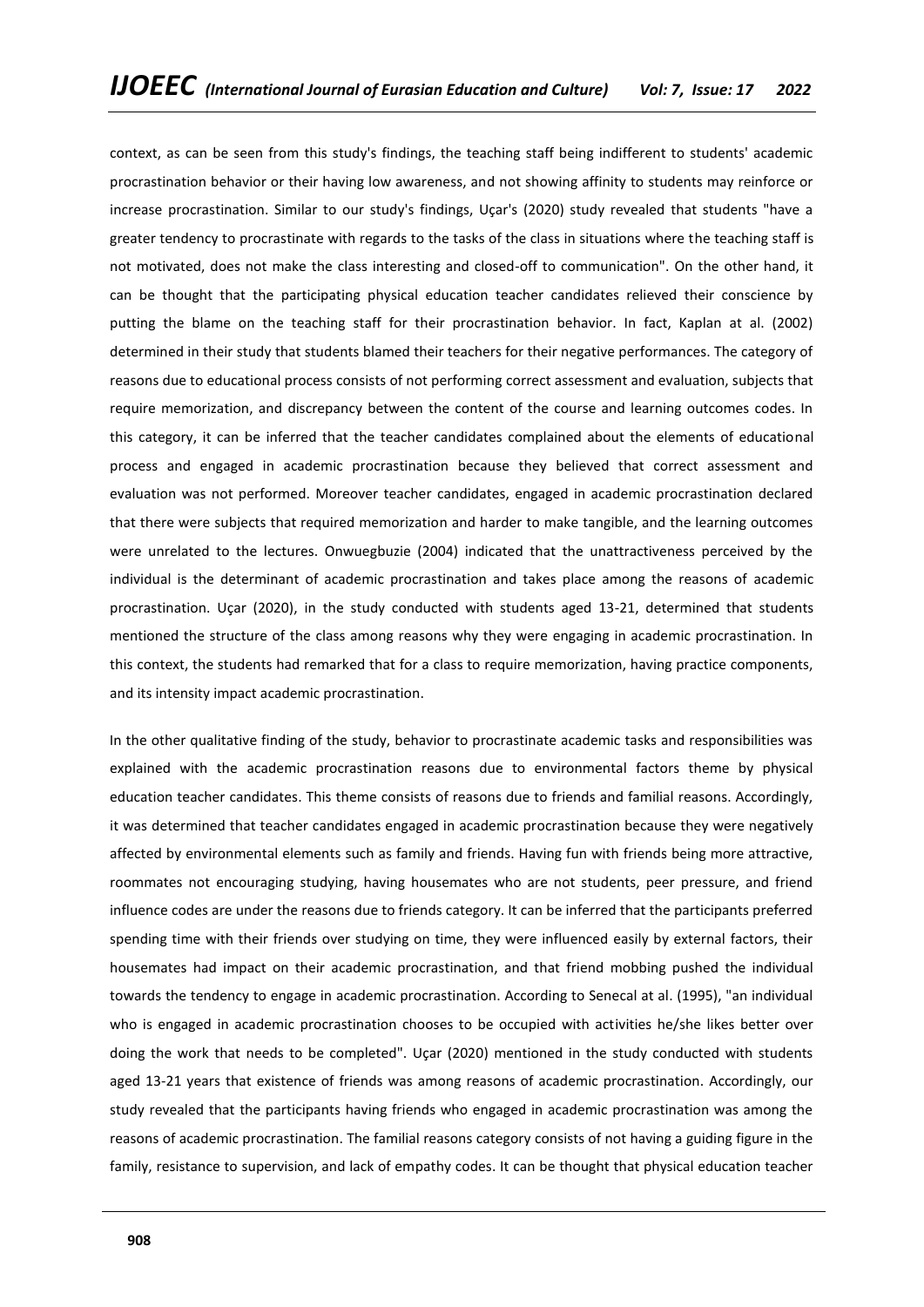context, as can be seen from this study's findings, the teaching staff being indifferent to students' academic procrastination behavior or their having low awareness, and not showing affinity to students may reinforce or increase procrastination. Similar to our study's findings, Uçar's (2020) study revealed that students "have a greater tendency to procrastinate with regards to the tasks of the class in situations where the teaching staff is not motivated, does not make the class interesting and closed-off to communication". On the other hand, it can be thought that the participating physical education teacher candidates relieved their conscience by putting the blame on the teaching staff for their procrastination behavior. In fact, Kaplan at al. (2002) determined in their study that students blamed their teachers for their negative performances. The category of reasons due to educational process consists of not performing correct assessment and evaluation, subjects that require memorization, and discrepancy between the content of the course and learning outcomes codes. In this category, it can be inferred that the teacher candidates complained about the elements of educational process and engaged in academic procrastination because they believed that correct assessment and evaluation was not performed. Moreover teacher candidates, engaged in academic procrastination declared that there were subjects that required memorization and harder to make tangible, and the learning outcomes were unrelated to the lectures. Onwuegbuzie (2004) indicated that the unattractiveness perceived by the individual is the determinant of academic procrastination and takes place among the reasons of academic procrastination. Uçar (2020), in the study conducted with students aged 13-21, determined that students mentioned the structure of the class among reasons why they were engaging in academic procrastination. In this context, the students had remarked that for a class to require memorization, having practice components, and its intensity impact academic procrastination.

In the other qualitative finding of the study, behavior to procrastinate academic tasks and responsibilities was explained with the academic procrastination reasons due to environmental factors theme by physical education teacher candidates. This theme consists of reasons due to friends and familial reasons. Accordingly, it was determined that teacher candidates engaged in academic procrastination because they were negatively affected by environmental elements such as family and friends. Having fun with friends being more attractive, roommates not encouraging studying, having housemates who are not students, peer pressure, and friend influence codes are under the reasons due to friends category. It can be inferred that the participants preferred spending time with their friends over studying on time, they were influenced easily by external factors, their housemates had impact on their academic procrastination, and that friend mobbing pushed the individual towards the tendency to engage in academic procrastination. According to Senecal at al. (1995), "an individual who is engaged in academic procrastination chooses to be occupied with activities he/she likes better over doing the work that needs to be completed". Uçar (2020) mentioned in the study conducted with students aged 13-21 years that existence of friends was among reasons of academic procrastination. Accordingly, our study revealed that the participants having friends who engaged in academic procrastination was among the reasons of academic procrastination. The familial reasons category consists of not having a guiding figure in the family, resistance to supervision, and lack of empathy codes. It can be thought that physical education teacher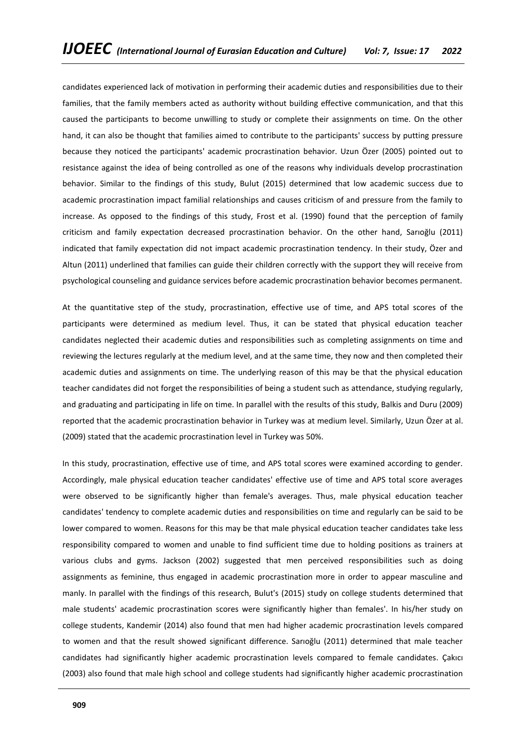candidates experienced lack of motivation in performing their academic duties and responsibilities due to their families, that the family members acted as authority without building effective communication, and that this caused the participants to become unwilling to study or complete their assignments on time. On the other hand, it can also be thought that families aimed to contribute to the participants' success by putting pressure because they noticed the participants' academic procrastination behavior. Uzun Özer (2005) pointed out to resistance against the idea of being controlled as one of the reasons why individuals develop procrastination behavior. Similar to the findings of this study, Bulut (2015) determined that low academic success due to academic procrastination impact familial relationships and causes criticism of and pressure from the family to increase. As opposed to the findings of this study, Frost et al. (1990) found that the perception of family criticism and family expectation decreased procrastination behavior. On the other hand, Sarıoğlu (2011) indicated that family expectation did not impact academic procrastination tendency. In their study, Özer and Altun (2011) underlined that families can guide their children correctly with the support they will receive from psychological counseling and guidance services before academic procrastination behavior becomes permanent.

At the quantitative step of the study, procrastination, effective use of time, and APS total scores of the participants were determined as medium level. Thus, it can be stated that physical education teacher candidates neglected their academic duties and responsibilities such as completing assignments on time and reviewing the lectures regularly at the medium level, and at the same time, they now and then completed their academic duties and assignments on time. The underlying reason of this may be that the physical education teacher candidates did not forget the responsibilities of being a student such as attendance, studying regularly, and graduating and participating in life on time. In parallel with the results of this study, Balkis and Duru (2009) reported that the academic procrastination behavior in Turkey was at medium level. Similarly, Uzun Özer at al. (2009) stated that the academic procrastination level in Turkey was 50%.

In this study, procrastination, effective use of time, and APS total scores were examined according to gender. Accordingly, male physical education teacher candidates' effective use of time and APS total score averages were observed to be significantly higher than female's averages. Thus, male physical education teacher candidates' tendency to complete academic duties and responsibilities on time and regularly can be said to be lower compared to women. Reasons for this may be that male physical education teacher candidates take less responsibility compared to women and unable to find sufficient time due to holding positions as trainers at various clubs and gyms. Jackson (2002) suggested that men perceived responsibilities such as doing assignments as feminine, thus engaged in academic procrastination more in order to appear masculine and manly. In parallel with the findings of this research, Bulut's (2015) study on college students determined that male students' academic procrastination scores were significantly higher than females'. In his/her study on college students, Kandemir (2014) also found that men had higher academic procrastination levels compared to women and that the result showed significant difference. Sarıoğlu (2011) determined that male teacher candidates had significantly higher academic procrastination levels compared to female candidates. Çakıcı (2003) also found that male high school and college students had significantly higher academic procrastination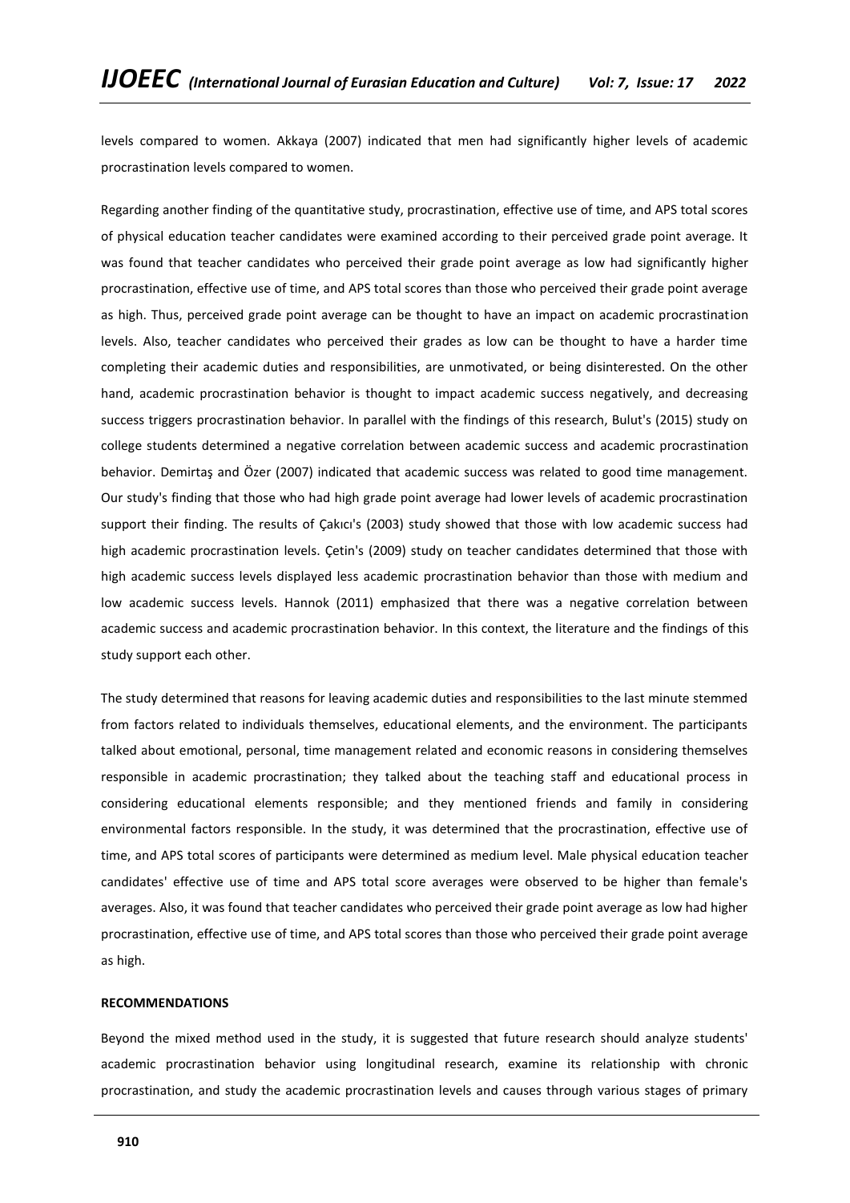levels compared to women. Akkaya (2007) indicated that men had significantly higher levels of academic procrastination levels compared to women.

Regarding another finding of the quantitative study, procrastination, effective use of time, and APS total scores of physical education teacher candidates were examined according to their perceived grade point average. It was found that teacher candidates who perceived their grade point average as low had significantly higher procrastination, effective use of time, and APS total scores than those who perceived their grade point average as high. Thus, perceived grade point average can be thought to have an impact on academic procrastination levels. Also, teacher candidates who perceived their grades as low can be thought to have a harder time completing their academic duties and responsibilities, are unmotivated, or being disinterested. On the other hand, academic procrastination behavior is thought to impact academic success negatively, and decreasing success triggers procrastination behavior. In parallel with the findings of this research, Bulut's (2015) study on college students determined a negative correlation between academic success and academic procrastination behavior. Demirtaş and Özer (2007) indicated that academic success was related to good time management. Our study's finding that those who had high grade point average had lower levels of academic procrastination support their finding. The results of Çakıcı's (2003) study showed that those with low academic success had high academic procrastination levels. Çetin's (2009) study on teacher candidates determined that those with high academic success levels displayed less academic procrastination behavior than those with medium and low academic success levels. Hannok (2011) emphasized that there was a negative correlation between academic success and academic procrastination behavior. In this context, the literature and the findings of this study support each other.

The study determined that reasons for leaving academic duties and responsibilities to the last minute stemmed from factors related to individuals themselves, educational elements, and the environment. The participants talked about emotional, personal, time management related and economic reasons in considering themselves responsible in academic procrastination; they talked about the teaching staff and educational process in considering educational elements responsible; and they mentioned friends and family in considering environmental factors responsible. In the study, it was determined that the procrastination, effective use of time, and APS total scores of participants were determined as medium level. Male physical education teacher candidates' effective use of time and APS total score averages were observed to be higher than female's averages. Also, it was found that teacher candidates who perceived their grade point average as low had higher procrastination, effective use of time, and APS total scores than those who perceived their grade point average as high.

**RECOMMENDATIONS**

Beyond the mixed method used in the study, it is suggested that future research should analyze students' academic procrastination behavior using longitudinal research, examine its relationship with chronic procrastination, and study the academic procrastination levels and causes through various stages of primary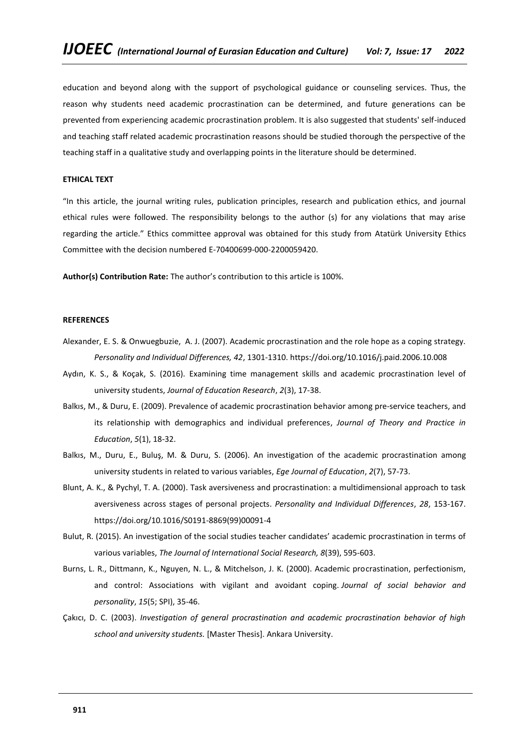education and beyond along with the support of psychological guidance or counseling services. Thus, the reason why students need academic procrastination can be determined, and future generations can be prevented from experiencing academic procrastination problem. It is also suggested that students' self-induced and teaching staff related academic procrastination reasons should be studied thorough the perspective of the teaching staff in a qualitative study and overlapping points in the literature should be determined.

**ETHICAL TEXT**

"In this article, the journal writing rules, publication principles, research and publication ethics, and journal ethical rules were followed. The responsibility belongs to the author (s) for any violations that may arise regarding the article." Ethics committee approval was obtained for this study from Atatürk University Ethics Committee with the decision numbered E-70400699-000-2200059420.

**Author(s) Contribution Rate:** The author's contribution to this article is 100%.

**REFERENCES**

Alexander, E. S. & Onwuegbuzie, A. J. (2007). Academic procrastination and the role hope as a coping strategy. *Personality and Individual Differences, 42*, 1301-1310. https://doi.org/10.1016/j.paid.2006.10.008

Aydın, K. S., & Koçak, S. (2016). Examining time management skills and academic procrastination level of university students, *Journal of Education Research*, *2*(3), 17-38.

Balkıs, M., & Duru, E. (2009). Prevalence of academic procrastination behavior among pre-service teachers, and its relationship with demographics and individual preferences, *Journal of Theory and Practice in Education*, *5*(1), 18-32.

Balkıs, M., Duru, E., Buluş, M. & Duru, S. (2006). An investigation of the academic procrastination among university students in related to various variables, *Ege Journal of Education*, *2*(7), 57-73.

Blunt, A. K., & Pychyl, T. A. (2000). Task aversiveness and procrastination: a multidimensional approach to task aversiveness across stages of personal projects. *Personality and Individual Differences*, *28*, 153-167. https://doi.org/10.1016/S0191-8869(99)00091-4

Bulut, R. (2015). An investigation of the social studies teacher candidates' academic procrastination in terms of various variables, *The Journal of International Social Research, 8*(39), 595-603.

Burns, L. R., Dittmann, K., Nguyen, N. L., & Mitchelson, J. K. (2000). Academic procrastination, perfectionism, and control: Associations with vigilant and avoidant coping. *Journal of social behavior and personality*, *15*(5; SPI), 35-46.

Çakıcı, D. C. (2003). *Investigation of general procrastination and academic procrastination behavior of high school and university students.* [Master Thesis]. Ankara University.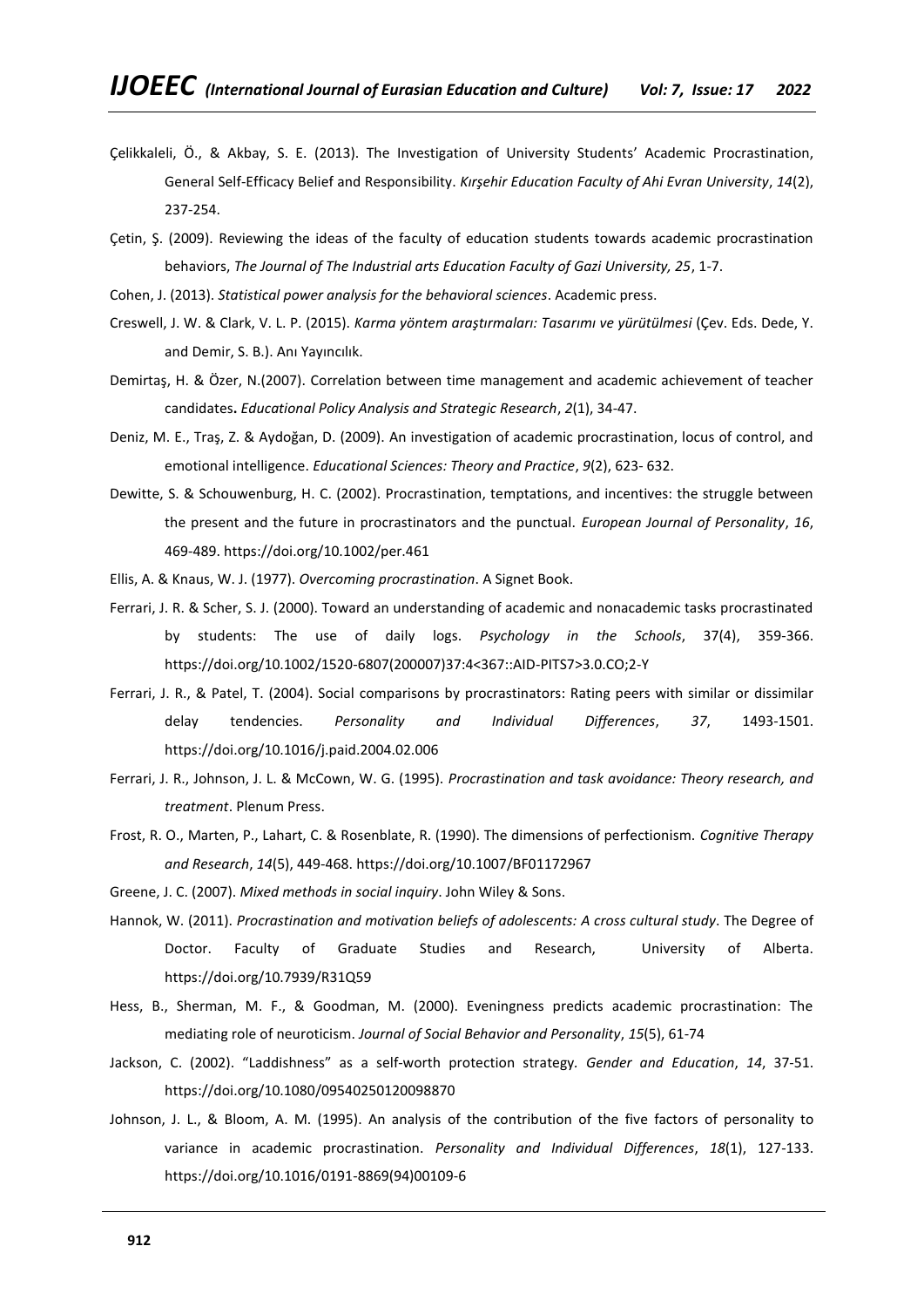Çelikkaleli, Ö., & Akbay, S. E. (2013). The Investigation of University Students' Academic Procrastination, General Self-Efficacy Belief and Responsibility. *Kırşehir Education Faculty of Ahi Evran University*, *14*(2), 237-254.

Çetin, Ş. (2009). Reviewing the ideas of the faculty of education students towards academic procrastination behaviors, *The Journal of The Industrial arts Education Faculty of Gazi University, 25*, 1-7.

Cohen, J. (2013). *Statistical power analysis for the behavioral sciences*. Academic press.

Creswell, J. W. & Clark, V. L. P. (2015). *Karma yöntem araştırmaları: Tasarımı ve yürütülmesi* (Çev. Eds. Dede, Y. and Demir, S. B.). Anı Yayıncılık.

Demirtaş, H. & Özer, N.(2007). Correlation between time management and academic achievement of teacher candidates**.** *Educational Policy Analysis and Strategic Research*, *2*(1), 34-47.

Deniz, M. E., Traş, Z. & Aydoğan, D. (2009). An investigation of academic procrastination, locus of control, and emotional intelligence. *Educational Sciences: Theory and Practice*, *9*(2), 623- 632.

Dewitte, S. & Schouwenburg, H. C. (2002). Procrastination, temptations, and incentives: the struggle between the present and the future in procrastinators and the punctual. *European Journal of Personality*, *16*, 469-489. https://doi.org/10.1002/per.461

Ellis, A. & Knaus, W. J. (1977). *Overcoming procrastination*. A Signet Book.

Ferrari, J. R. & Scher, S. J. (2000). Toward an understanding of academic and nonacademic tasks procrastinated by students: The use of daily logs. *Psychology in the Schools*, 37(4), 359-366. https://doi.org/10.1002/1520-6807(200007)37:4<367::AID-PITS7>3.0.CO;2-Y

Ferrari, J. R., & Patel, T. (2004). Social comparisons by procrastinators: Rating peers with similar or dissimilar delay tendencies. *Personality and Individual Differences*, *37*, 1493-1501. https://doi.org/10.1016/j.paid.2004.02.006

Ferrari, J. R., Johnson, J. L. & McCown, W. G. (1995). *Procrastination and task avoidance: Theory research, and treatment*. Plenum Press.

Frost, R. O., Marten, P., Lahart, C. & Rosenblate, R. (1990). The dimensions of perfectionism. *Cognitive Therapy and Research*, *14*(5), 449-468. https://doi.org/10.1007/BF01172967

Greene, J. C. (2007). *Mixed methods in social inquiry*. John Wiley & Sons.

Hannok, W. (2011). *Procrastination and motivation beliefs of adolescents: A cross cultural study*. The Degree of Doctor. Faculty of Graduate Studies and Research, University of Alberta. https://doi.org/10.7939/R31Q59

Hess, B., Sherman, M. F., & Goodman, M. (2000). Eveningness predicts academic procrastination: The mediating role of neuroticism. *Journal of Social Behavior and Personality*, *15*(5), 61-74

Jackson, C. (2002). "Laddishness" as a self-worth protection strategy*. Gender and Education*, *14*, 37-51. https://doi.org/10.1080/09540250120098870

Johnson, J. L., & Bloom, A. M. (1995). An analysis of the contribution of the five factors of personality to variance in academic procrastination. *Personality and Individual Differences*, *18*(1), 127-133. https://doi.org/10.1016/0191-8869(94)00109-6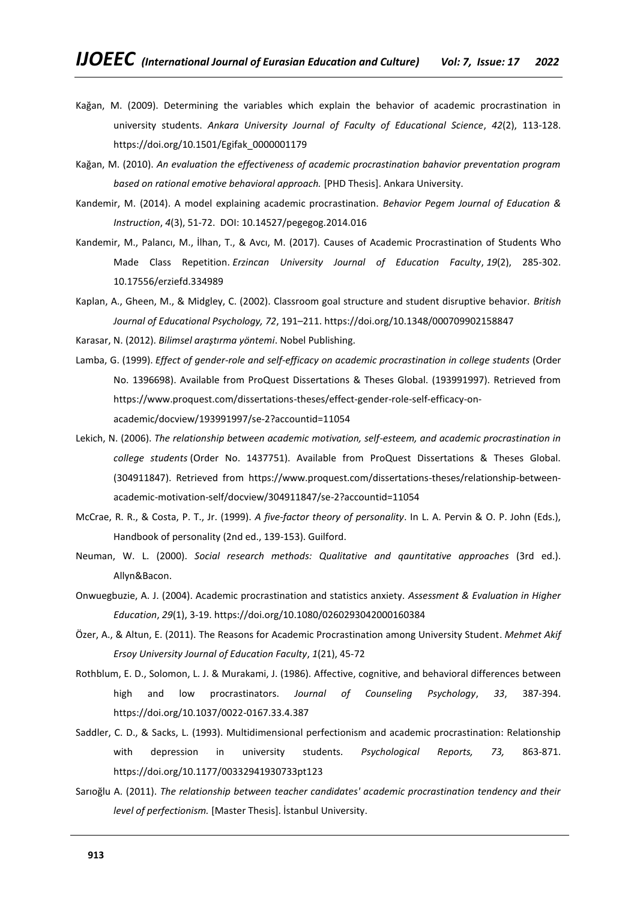Kağan, M. (2009). Determining the variables which explain the behavior of academic procrastination in university students. *Ankara University Journal of Faculty of Educational Science*, *42*(2), 113-128. https://doi.org/10.1501/Egifak_0000001179

Kağan, M. (2010). *An evaluation the effectiveness of academic procrastination bahavior preventation program based on rational emotive behavioral approach.* [PHD Thesis]. Ankara University.

Kandemir, M. (2014). A model explaining academic procrastination. *Behavior Pegem Journal of Education & Instruction*, *4*(3), 51-72. DOI: 10.14527/pegegog.2014.016

Kandemir, M., Palancı, M., İlhan, T., & Avcı, M. (2017). Causes of Academic Procrastination of Students Who Made Class Repetition. *Erzincan University Journal of Education Faculty*, *19*(2), 285-302. 10.17556/erziefd.334989

Kaplan, A., Gheen, M., & Midgley, C. (2002). Classroom goal structure and student disruptive behavior. *British Journal of Educational Psychology, 72*, 191–211. https://doi.org/10.1348/000709902158847

Karasar, N. (2012). *Bilimsel araştırma yöntemi*. Nobel Publishing.

Lamba, G. (1999). *Effect of gender-role and self-efficacy on academic procrastination in college students* (Order No. 1396698). Available from ProQuest Dissertations & Theses Global. (193991997). Retrieved from https://www.proquest.com/dissertations-theses/effect-gender-role-self-efficacy-on-academic/docview/193991997/se-2?accountid=11054

Lekich, N. (2006). *The relationship between academic motivation, self-esteem, and academic procrastination in college students* (Order No. 1437751). Available from ProQuest Dissertations & Theses Global. (304911847). Retrieved from https://www.proquest.com/dissertations-theses/relationship-between-academic-motivation-self/docview/304911847/se-2?accountid=11054

McCrae, R. R., & Costa, P. T., Jr. (1999). *A five-factor theory of personality*. In L. A. Pervin & O. P. John (Eds.), Handbook of personality (2nd ed., 139-153). Guilford.

Neuman, W. L. (2000). *Social research methods: Qualitative and qauntitative approaches* (3rd ed.). Allyn&Bacon.

Onwuegbuzie, A. J. (2004). Academic procrastination and statistics anxiety. *Assessment & Evaluation in Higher Education*, *29*(1), 3-19. https://doi.org/10.1080/0260293042000160384

Özer, A., & Altun, E. (2011). The Reasons for Academic Procrastination among University Student. *Mehmet Akif Ersoy University Journal of Education Faculty*, *1*(21), 45-72

Rothblum, E. D., Solomon, L. J. & Murakami, J. (1986). Affective, cognitive, and behavioral differences between high and low procrastinators. *Journal of Counseling Psychology*, *33*, 387-394. https://doi.org/10.1037/0022-0167.33.4.387

Saddler, C. D., & Sacks, L. (1993). Multidimensional perfectionism and academic procrastination: Relationship with depression in university students. *Psychological Reports, 73,* 863-871. https://doi.org/10.1177/00332941930733pt123

Sarıoğlu A. (2011). *The relationship between teacher candidates' academic procrastination tendency and their level of perfectionism.* [Master Thesis]. İstanbul University.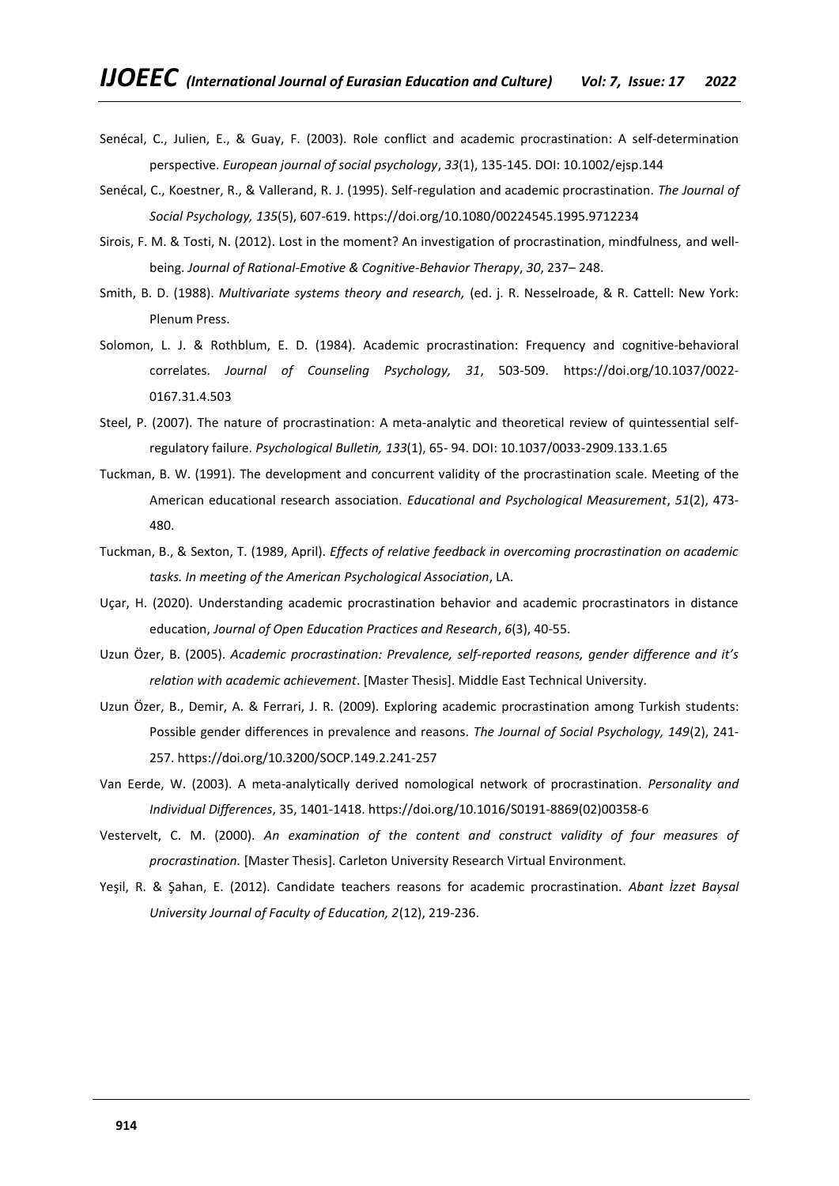Senécal, C., Julien, E., & Guay, F. (2003). Role conflict and academic procrastination: A self-determination perspective. *European journal of social psychology*, *33*(1), 135-145. DOI: 10.1002/ejsp.144

Senécal, C., Koestner, R., & Vallerand, R. J. (1995). Self-regulation and academic procrastination. *The Journal of Social Psychology, 135*(5), 607-619. https://doi.org/10.1080/00224545.1995.9712234

Sirois, F. M. & Tosti, N. (2012). Lost in the moment? An investigation of procrastination, mindfulness, and well-being. *Journal of Rational-Emotive & Cognitive-Behavior Therapy*, *30*, 237– 248.

Smith, B. D. (1988). *Multivariate systems theory and research,* (ed. j. R. Nesselroade, & R. Cattell: New York: Plenum Press.

Solomon, L. J. & Rothblum, E. D. (1984). Academic procrastination: Frequency and cognitive-behavioral correlates. *Journal of Counseling Psychology, 31*, 503-509. https://doi.org/10.1037/0022-0167.31.4.503

Steel, P. (2007). The nature of procrastination: A meta-analytic and theoretical review of quintessential self-regulatory failure. *Psychological Bulletin, 133*(1), 65- 94. DOI: 10.1037/0033-2909.133.1.65

Tuckman, B. W. (1991). The development and concurrent validity of the procrastination scale. Meeting of the American educational research association. *Educational and Psychological Measurement*, *51*(2), 473-480.

Tuckman, B., & Sexton, T. (1989, April). *Effects of relative feedback in overcoming procrastination on academic tasks. In meeting of the American Psychological Association*, LA.

Uçar, H. (2020). Understanding academic procrastination behavior and academic procrastinators in distance education, *Journal of Open Education Practices and Research*, *6*(3), 40-55.

Uzun Özer, B. (2005). *Academic procrastination: Prevalence, self-reported reasons, gender difference and it's relation with academic achievement*. [Master Thesis]. Middle East Technical University.

Uzun Özer, B., Demir, A. & Ferrari, J. R. (2009). Exploring academic procrastination among Turkish students: Possible gender differences in prevalence and reasons. *The Journal of Social Psychology, 149*(2), 241-257. https://doi.org/10.3200/SOCP.149.2.241-257

Van Eerde, W. (2003). A meta-analytically derived nomological network of procrastination. *Personality and Individual Differences*, 35, 1401-1418. https://doi.org/10.1016/S0191-8869(02)00358-6

Vestervelt, C. M. (2000). *An examination of the content and construct validity of four measures of procrastination.* [Master Thesis]. Carleton University Research Virtual Environment.

Yeşil, R. & Şahan, E. (2012). Candidate teachers reasons for academic procrastination. *Abant İzzet Baysal University Journal of Faculty of Education, 2*(12), 219-236.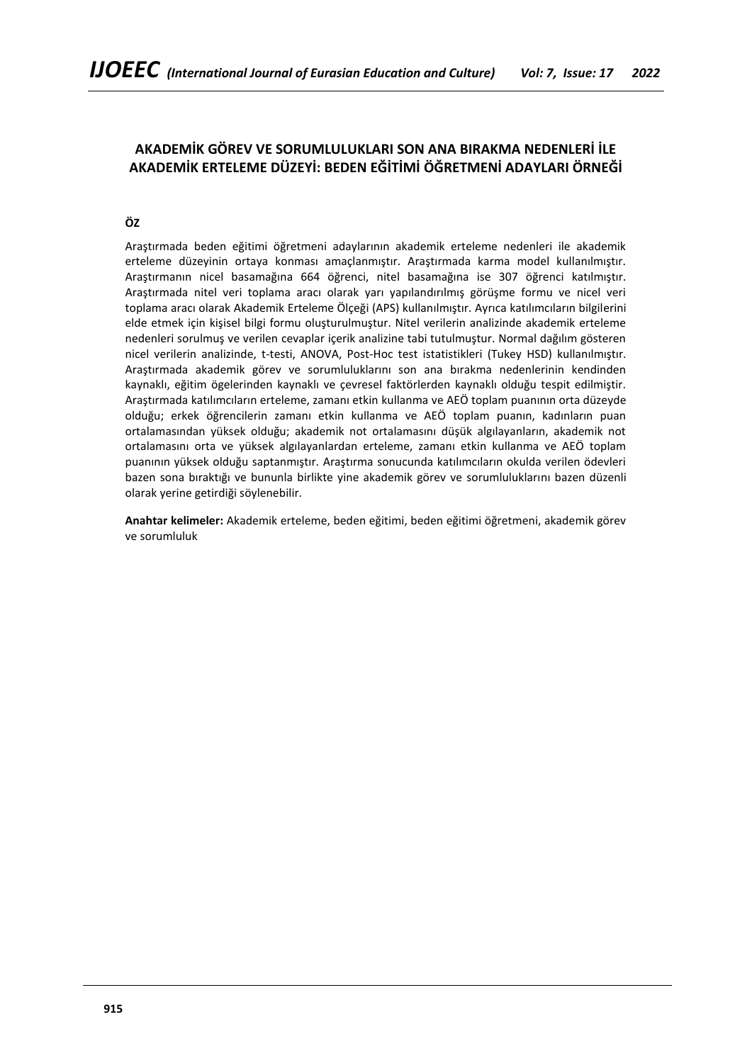## AKADEMİK GÖREV VE SORUMLULUKLARI SON ANA BIRAKMA NEDENLERİ İLE AKADEMİK ERTELEME DÜZEYİ: BEDEN EĞİTİMİ ÖĞRETMENİ ADAYLARI ÖRNEĞİ

**ÖZ**

Araştırmada beden eğitimi öğretmeni adaylarının akademik erteleme nedenleri ile akademik erteleme düzeyinin ortaya konması amaçlanmıştır. Araştırmada karma model kullanılmıştır. Araştırmanın nicel basamağına 664 öğrenci, nitel basamağına ise 307 öğrenci katılmıştır. Araştırmada nitel veri toplama aracı olarak yarı yapılandırılmış görüşme formu ve nicel veri toplama aracı olarak Akademik Erteleme Ölçeği (APS) kullanılmıştır. Ayrıca katılımcıların bilgilerini elde etmek için kişisel bilgi formu oluşturulmuştur. Nitel verilerin analizinde akademik erteleme nedenleri sorulmuş ve verilen cevaplar içerik analizine tabi tutulmuştur. Normal dağılım gösteren nicel verilerin analizinde, t-testi, ANOVA, Post-Hoc test istatistikleri (Tukey HSD) kullanılmıştır. Araştırmada akademik görev ve sorumluluklarını son ana bırakma nedenlerinin kendinden kaynaklı, eğitim ögelerinden kaynaklı ve çevresel faktörlerden kaynaklı olduğu tespit edilmiştir. Araştırmada katılımcıların erteleme, zamanı etkin kullanma ve AEÖ toplam puanının orta düzeyde olduğu; erkek öğrencilerin zamanı etkin kullanma ve AEÖ toplam puanın, kadınların puan ortalamasından yüksek olduğu; akademik not ortalamasını düşük algılayanların, akademik not ortalamasını orta ve yüksek algılayanlardan erteleme, zamanı etkin kullanma ve AEÖ toplam puanının yüksek olduğu saptanmıştır. Araştırma sonucunda katılımcıların okulda verilen ödevleri bazen sona bıraktığı ve bununla birlikte yine akademik görev ve sorumluluklarını bazen düzenli olarak yerine getirdiği söylenebilir.

**Anahtar kelimeler:** Akademik erteleme, beden eğitimi, beden eğitimi öğretmeni, akademik görev ve sorumluluk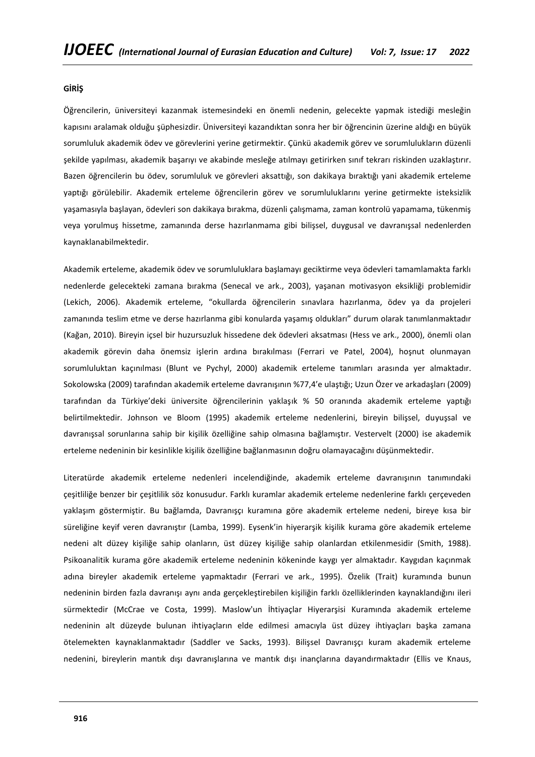**GİRİŞ**

Öğrencilerin, üniversiteyi kazanmak istemesindeki en önemli nedenin, gelecekte yapmak istediği mesleğin kapısını aralamak olduğu şüphesizdir. Üniversiteyi kazandıktan sonra her bir öğrencinin üzerine aldığı en büyük sorumluluk akademik ödev ve görevlerini yerine getirmektir. Çünkü akademik görev ve sorumlulukların düzenli şekilde yapılması, akademik başarıyı ve akabinde mesleğe atılmayı getirirken sınıf tekrarı riskinden uzaklaştırır. Bazen öğrencilerin bu ödev, sorumluluk ve görevleri aksattığı, son dakikaya bıraktığı yani akademik erteleme yaptığı görülebilir. Akademik erteleme öğrencilerin görev ve sorumluluklarını yerine getirmekte isteksizlik yaşamasıyla başlayan, ödevleri son dakikaya bırakma, düzenli çalışmama, zaman kontrolü yapamama, tükenmiş veya yorulmuş hissetme, zamanında derse hazırlanmama gibi bilişsel, duygusal ve davranışsal nedenlerden kaynaklanabilmektedir.

Akademik erteleme, akademik ödev ve sorumluluklara başlamayı geciktirme veya ödevleri tamamlamakta farklı nedenlerde gelecekteki zamana bırakma (Senecal ve ark., 2003), yaşanan motivasyon eksikliği problemidir (Lekich, 2006). Akademik erteleme, "okullarda öğrencilerin sınavlara hazırlanma, ödev ya da projeleri zamanında teslim etme ve derse hazırlanma gibi konularda yaşamış oldukları" durum olarak tanımlanmaktadır (Kağan, 2010). Bireyin içsel bir huzursuzluk hissedene dek ödevleri aksatması (Hess ve ark., 2000), önemli olan akademik görevin daha önemsiz işlerin ardına bırakılması (Ferrari ve Patel, 2004), hoşnut olunmayan sorumluluktan kaçınılması (Blunt ve Pychyl, 2000) akademik erteleme tanımları arasında yer almaktadır. Sokolowska (2009) tarafından akademik erteleme davranışının %77,4'e ulaştığı; Uzun Özer ve arkadaşları (2009) tarafından da Türkiye'deki üniversite öğrencilerinin yaklaşık % 50 oranında akademik erteleme yaptığı belirtilmektedir. Johnson ve Bloom (1995) akademik erteleme nedenlerini, bireyin bilişsel, duyuşsal ve davranışsal sorunlarına sahip bir kişilik özelliğine sahip olmasına bağlamıştır. Vestervelt (2000) ise akademik erteleme nedeninin bir kesinlikle kişilik özelliğine bağlanmasının doğru olamayacağını düşünmektedir.

Literatürde akademik erteleme nedenleri incelendiğinde, akademik erteleme davranışının tanımındaki çeşitliliğe benzer bir çeşitlilik söz konusudur. Farklı kuramlar akademik erteleme nedenlerine farklı çerçeveden yaklaşım göstermiştir. Bu bağlamda, Davranışçı kuramına göre akademik erteleme nedeni, bireye kısa bir süreliğine keyif veren davranıştır (Lamba, 1999). Eysenk'in hiyerarşik kişilik kurama göre akademik erteleme nedeni alt düzey kişiliğe sahip olanların, üst düzey kişiliğe sahip olanlardan etkilenmesidir (Smith, 1988). Psikoanalitik kurama göre akademik erteleme nedeninin kökeninde kaygı yer almaktadır. Kaygıdan kaçınmak adına bireyler akademik erteleme yapmaktadır (Ferrari ve ark., 1995). Özelik (Trait) kuramında bunun nedeninin birden fazla davranışı aynı anda gerçekleştirebilen kişiliğin farklı özelliklerinden kaynaklandığını ileri sürmektedir (McCrae ve Costa, 1999). Maslow'un İhtiyaçlar Hiyerarşisi Kuramında akademik erteleme nedeninin alt düzeyde bulunan ihtiyaçların elde edilmesi amacıyla üst düzey ihtiyaçları başka zamana ötelemekten kaynaklanmaktadır (Saddler ve Sacks, 1993). Bilişsel Davranışçı kuram akademik erteleme nedenini, bireylerin mantık dışı davranışlarına ve mantık dışı inançlarına dayandırmaktadır (Ellis ve Knaus,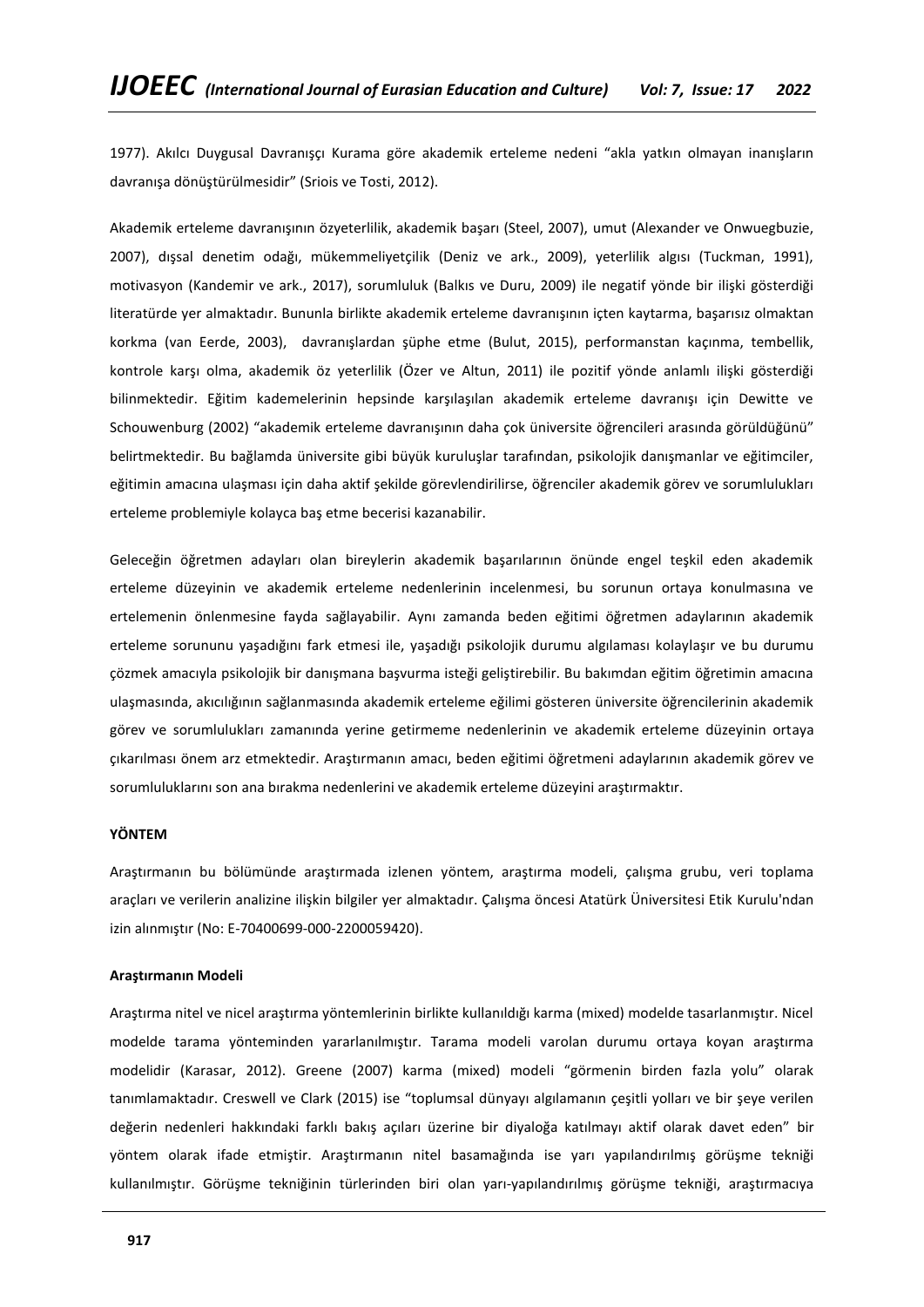1977). Akılcı Duygusal Davranışçı Kurama göre akademik erteleme nedeni "akla yatkın olmayan inanışların davranışa dönüştürülmesidir" (Sriois ve Tosti, 2012).

Akademik erteleme davranışının özyeterlilik, akademik başarı (Steel, 2007), umut (Alexander ve Onwuegbuzie, 2007), dışsal denetim odağı, mükemmeliyetçilik (Deniz ve ark., 2009), yeterlilik algısı (Tuckman, 1991), motivasyon (Kandemir ve ark., 2017), sorumluluk (Balkıs ve Duru, 2009) ile negatif yönde bir ilişki gösterdiği literatürde yer almaktadır. Bununla birlikte akademik erteleme davranışının içten kaytarma, başarısız olmaktan korkma (van Eerde, 2003), davranışlardan şüphe etme (Bulut, 2015), performanstan kaçınma, tembellik, kontrole karşı olma, akademik öz yeterlilik (Özer ve Altun, 2011) ile pozitif yönde anlamlı ilişki gösterdiği bilinmektedir. Eğitim kademelerinin hepsinde karşılaşılan akademik erteleme davranışı için Dewitte ve Schouwenburg (2002) "akademik erteleme davranışının daha çok üniversite öğrencileri arasında görüldüğünü" belirtmektedir. Bu bağlamda üniversite gibi büyük kuruluşlar tarafından, psikolojik danışmanlar ve eğitimciler, eğitimin amacına ulaşması için daha aktif şekilde görevlendirilirse, öğrenciler akademik görev ve sorumlulukları erteleme problemiyle kolayca baş etme becerisi kazanabilir.

Geleceğin öğretmen adayları olan bireylerin akademik başarılarının önünde engel teşkil eden akademik erteleme düzeyinin ve akademik erteleme nedenlerinin incelenmesi, bu sorunun ortaya konulmasına ve ertelemenin önlenmesine fayda sağlayabilir. Aynı zamanda beden eğitimi öğretmen adaylarının akademik erteleme sorununu yaşadığını fark etmesi ile, yaşadığı psikolojik durumu algılaması kolaylaşır ve bu durumu çözmek amacıyla psikolojik bir danışmana başvurma isteği geliştirebilir. Bu bakımdan eğitim öğretimin amacına ulaşmasında, akıcılığının sağlanmasında akademik erteleme eğilimi gösteren üniversite öğrencilerinin akademik görev ve sorumlulukları zamanında yerine getirmeme nedenlerinin ve akademik erteleme düzeyinin ortaya çıkarılması önem arz etmektedir. Araştırmanın amacı, beden eğitimi öğretmeni adaylarının akademik görev ve sorumluluklarını son ana bırakma nedenlerini ve akademik erteleme düzeyini araştırmaktır.

## YÖNTEM

Araştırmanın bu bölümünde araştırmada izlenen yöntem, araştırma modeli, çalışma grubu, veri toplama araçları ve verilerin analizine ilişkin bilgiler yer almaktadır. Çalışma öncesi Atatürk Üniversitesi Etik Kurulu'ndan izin alınmıştır (No: E-70400699-000-2200059420).

### Araştırmanın Modeli

Araştırma nitel ve nicel araştırma yöntemlerinin birlikte kullanıldığı karma (mixed) modelde tasarlanmıştır. Nicel modelde tarama yönteminden yararlanılmıştır. Tarama modeli varolan durumu ortaya koyan araştırma modelidir (Karasar, 2012). Greene (2007) karma (mixed) modeli "görmenin birden fazla yolu" olarak tanımlamaktadır. Creswell ve Clark (2015) ise "toplumsal dünyayı algılamanın çeşitli yolları ve bir şeye verilen değerin nedenleri hakkındaki farklı bakış açıları üzerine bir diyaloğa katılmayı aktif olarak davet eden" bir yöntem olarak ifade etmiştir. Araştırmanın nitel basamağında ise yarı yapılandırılmış görüşme tekniği kullanılmıştır. Görüşme tekniğinin türlerinden biri olan yarı-yapılandırılmış görüşme tekniği, araştırmacıya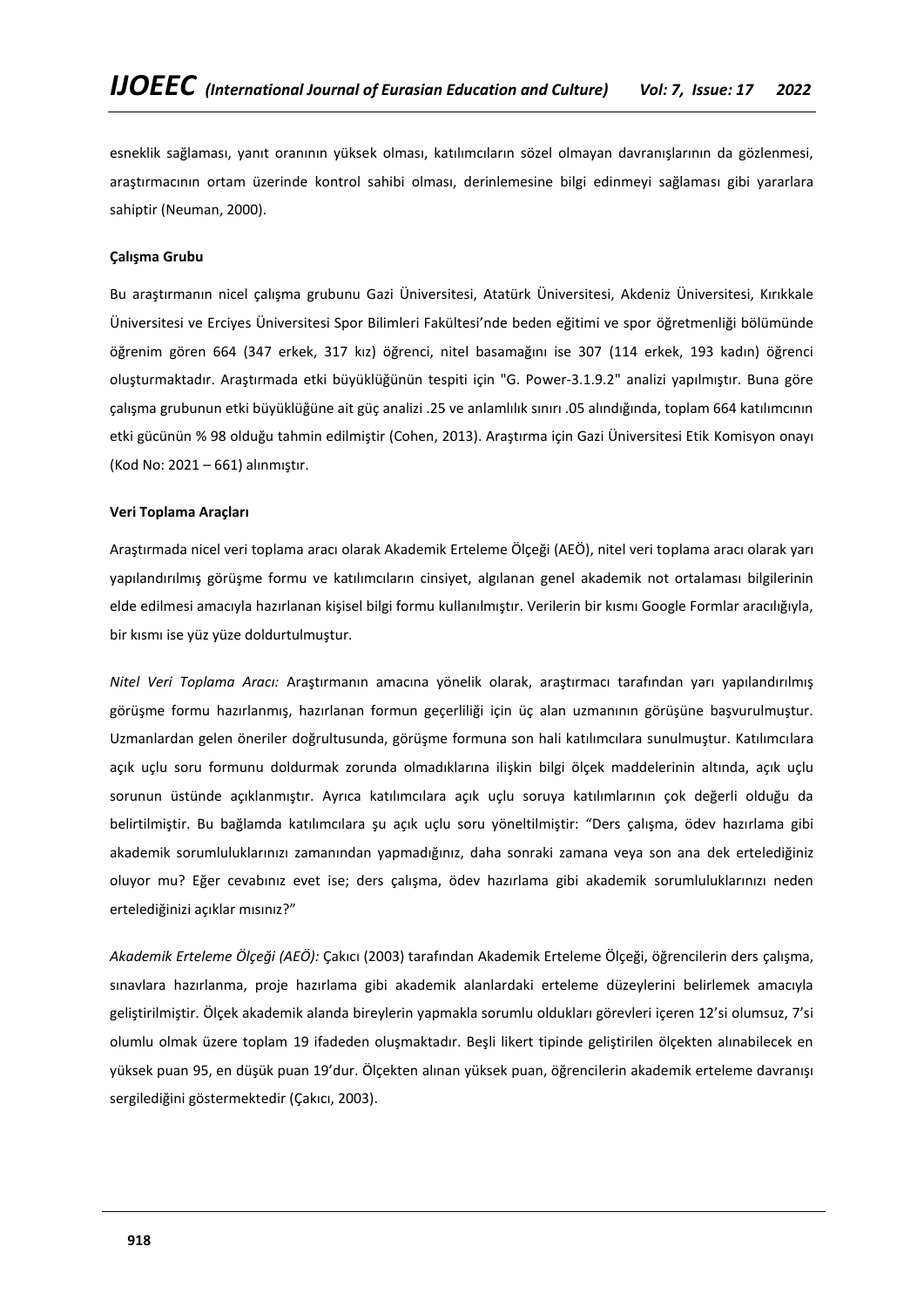esneklik sağlaması, yanıt oranının yüksek olması, katılımcıların sözel olmayan davranışlarının da gözlenmesi, araştırmacının ortam üzerinde kontrol sahibi olması, derinlemesine bilgi edinmeyi sağlaması gibi yararlara sahiptir (Neuman, 2000).

**Çalışma Grubu**

Bu araştırmanın nicel çalışma grubunu Gazi Üniversitesi, Atatürk Üniversitesi, Akdeniz Üniversitesi, Kırıkkale Üniversitesi ve Erciyes Üniversitesi Spor Bilimleri Fakültesi'nde beden eğitimi ve spor öğretmenliği bölümünde öğrenim gören 664 (347 erkek, 317 kız) öğrenci, nitel basamağını ise 307 (114 erkek, 193 kadın) öğrenci oluşturmaktadır. Araştırmada etki büyüklüğünün tespiti için "G. Power-3.1.9.2" analizi yapılmıştır. Buna göre çalışma grubunun etki büyüklüğüne ait güç analizi .25 ve anlamlılık sınırı .05 alındığında, toplam 664 katılımcının etki gücünün % 98 olduğu tahmin edilmiştir (Cohen, 2013). Araştırma için Gazi Üniversitesi Etik Komisyon onayı (Kod No: 2021 – 661) alınmıştır.

**Veri Toplama Araçları**

Araştırmada nicel veri toplama aracı olarak Akademik Erteleme Ölçeği (AEÖ), nitel veri toplama aracı olarak yarı yapılandırılmış görüşme formu ve katılımcıların cinsiyet, algılanan genel akademik not ortalaması bilgilerinin elde edilmesi amacıyla hazırlanan kişisel bilgi formu kullanılmıştır. Verilerin bir kısmı Google Formlar aracılığıyla, bir kısmı ise yüz yüze doldurtulmuştur.

*Nitel Veri Toplama Aracı:* Araştırmanın amacına yönelik olarak, araştırmacı tarafından yarı yapılandırılmış görüşme formu hazırlanmış, hazırlanan formun geçerliliği için üç alan uzmanının görüşüne başvurulmuştur. Uzmanlardan gelen öneriler doğrultusunda, görüşme formuna son hali katılımcılara sunulmuştur. Katılımcılara açık uçlu soru formunu doldurmak zorunda olmadıklarına ilişkin bilgi ölçek maddelerinin altında, açık uçlu sorunun üstünde açıklanmıştır. Ayrıca katılımcılara açık uçlu soruya katılımlarının çok değerli olduğu da belirtilmiştir. Bu bağlamda katılımcılara şu açık uçlu soru yöneltilmiştir: "Ders çalışma, ödev hazırlama gibi akademik sorumluluklarınızı zamanından yapmadığınız, daha sonraki zamana veya son ana dek ertelediğiniz oluyor mu? Eğer cevabınız evet ise; ders çalışma, ödev hazırlama gibi akademik sorumluluklarınızı neden ertelediğinizi açıklar mısınız?"

*Akademik Erteleme Ölçeği (AEÖ):* Çakıcı (2003) tarafından Akademik Erteleme Ölçeği, öğrencilerin ders çalışma, sınavlara hazırlanma, proje hazırlama gibi akademik alanlardaki erteleme düzeylerini belirlemek amacıyla geliştirilmiştir. Ölçek akademik alanda bireylerin yapmakla sorumlu oldukları görevleri içeren 12'si olumsuz, 7'si olumlu olmak üzere toplam 19 ifadeden oluşmaktadır. Beşli likert tipinde geliştirilen ölçekten alınabilecek en yüksek puan 95, en düşük puan 19'dur. Ölçekten alınan yüksek puan, öğrencilerin akademik erteleme davranışı sergilediğini göstermektedir (Çakıcı, 2003).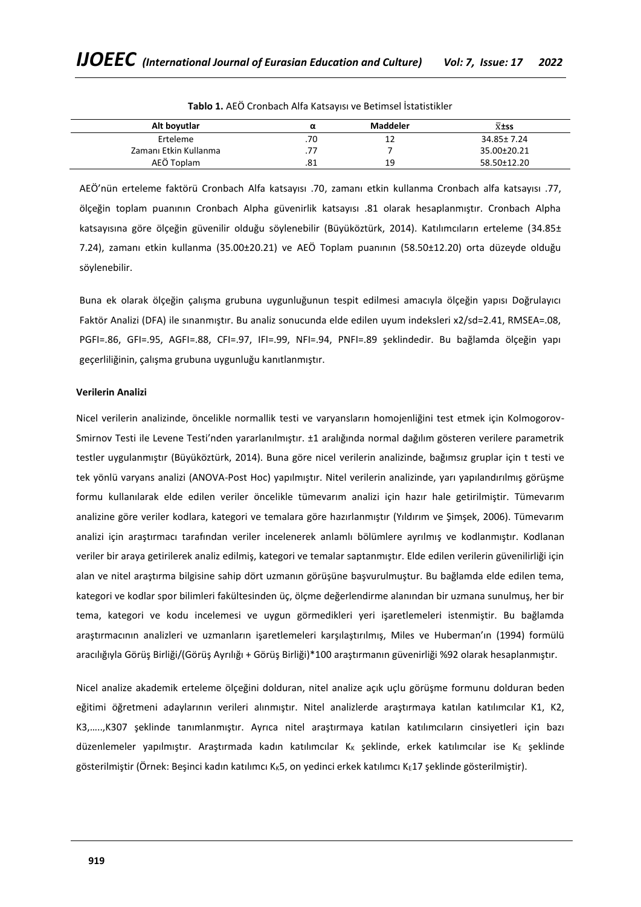**Tablo 1.** AEÖ Cronbach Alfa Katsayısı ve Betimsel İstatistikler

| Alt boyutlar | α | Maddeler | $\bar{X}$±ss |
|---|---|---|---|
| Erteleme | .70 | 12 | 34.85± 7.24 |
| Zamanı Etkin Kullanma | .77 | 7 | 35.00±20.21 |
| AEÖ Toplam | .81 | 19 | 58.50±12.20 |

AEÖ'nün erteleme faktörü Cronbach Alfa katsayısı .70, zamanı etkin kullanma Cronbach alfa katsayısı .77, ölçeğin toplam puanının Cronbach Alpha güvenirlik katsayısı .81 olarak hesaplanmıştır. Cronbach Alpha katsayısına göre ölçeğin güvenilir olduğu söylenebilir (Büyüköztürk, 2014). Katılımcıların erteleme (34.85± 7.24), zamanı etkin kullanma (35.00±20.21) ve AEÖ Toplam puanının (58.50±12.20) orta düzeyde olduğu söylenebilir.

Buna ek olarak ölçeğin çalışma grubuna uygunluğunun tespit edilmesi amacıyla ölçeğin yapısı Doğrulayıcı Faktör Analizi (DFA) ile sınanmıştır. Bu analiz sonucunda elde edilen uyum indeksleri $x2/sd=2.41$, RMSEA=.08, PGFI=.86, GFI=.95, AGFI=.88, CFI=.97, IFI=.99, NFI=.94, PNFI=.89 şeklindedir. Bu bağlamda ölçeğin yapı geçerliliğinin, çalışma grubuna uygunluğu kanıtlanmıştır.

**Verilerin Analizi**

Nicel verilerin analizinde, öncelikle normallik testi ve varyansların homojenliğini test etmek için Kolmogorov-Smirnov Testi ile Levene Testi'nden yararlanılmıştır. ±1 aralığında normal dağılım gösteren verilere parametrik testler uygulanmıştır (Büyüköztürk, 2014). Buna göre nicel verilerin analizinde, bağımsız gruplar için t testi ve tek yönlü varyans analizi (ANOVA-Post Hoc) yapılmıştır. Nitel verilerin analizinde, yarı yapılandırılmış görüşme formu kullanılarak elde edilen veriler öncelikle tümevarım analizi için hazır hale getirilmiştir. Tümevarım analizine göre veriler kodlara, kategori ve temalara göre hazırlanmıştır (Yıldırım ve Şimşek, 2006). Tümevarım analizi için araştırmacı tarafından veriler incelenerek anlamlı bölümlere ayrılmış ve kodlanmıştır. Kodlanan veriler bir araya getirilerek analiz edilmiş, kategori ve temalar saptanmıştır. Elde edilen verilerin güvenilirliği için alan ve nitel araştırma bilgisine sahip dört uzmanın görüşüne başvurulmuştur. Bu bağlamda elde edilen tema, kategori ve kodlar spor bilimleri fakültesinden üç, ölçme değerlendirme alanından bir uzmana sunulmuş, her bir tema, kategori ve kodu incelemesi ve uygun görmedikleri yeri işaretlemeleri istenmiştir. Bu bağlamda araştırmacının analizleri ve uzmanların işaretlemeleri karşılaştırılmış, Miles ve Huberman'ın (1994) formülü aracılığıyla Görüş Birliği/(Görüş Ayrılığı + Görüş Birliği)*100 araştırmanın güvenirliği %92 olarak hesaplanmıştır.

Nicel analize akademik erteleme ölçeğini dolduran, nitel analize açık uçlu görüşme formunu dolduran beden eğitimi öğretmeni adaylarının verileri alınmıştır. Nitel analizlerde araştırmaya katılan katılımcılar K1, K2, K3,…..,K307 şeklinde tanımlanmıştır. Ayrıca nitel araştırmaya katılan katılımcıların cinsiyetleri için bazı düzenlemeler yapılmıştır. Araştırmada kadın katılımcılar $K_K$ şeklinde, erkek katılımcılar ise $K_E$ şeklinde gösterilmiştir (Örnek: Beşinci kadın katılımcı $K_K5$, on yedinci erkek katılımcı $K_E17$ şeklinde gösterilmiştir).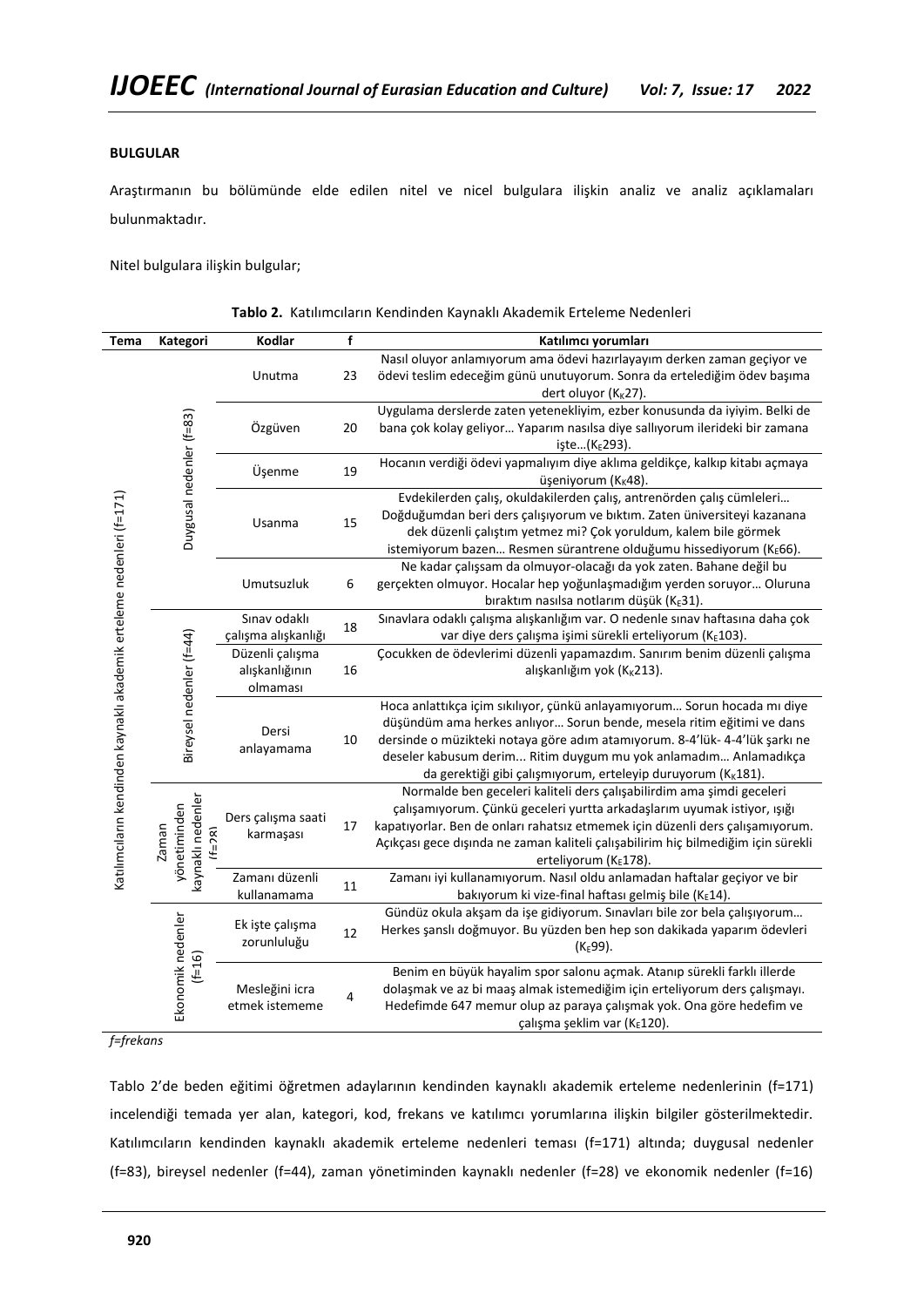**BULGULAR**

Araştırmanın bu bölümünde elde edilen nitel ve nicel bulgulara ilişkin analiz ve analiz açıklamaları bulunmaktadır.

Nitel bulgulara ilişkin bulgular;

**Tablo 2.** Katılımcıların Kendinden Kaynaklı Akademik Erteleme Nedenleri

| Tema | Kategori | Kodlar | f | Katılımcı yorumları |
|---|---|---|---|---|
| Katılımcıların kendinden kaynaklı akademik erteleme nedenleri (f=171) | Duygusal nedenler (f=83) | Unutma | 23 | Nasıl oluyor anlamıyorum ama ödevi hazırlayayım derken zaman geçiyor ve ödevi teslim edeceğim günü unutuyorum. Sonra da ertelediğim ödev başıma dert oluyor ($K_K$27). |
| | | Özgüven | 20 | Uygulama derslerde zaten yetenekliyim, ezber konusunda da iyiyim. Belki de bana çok kolay geliyor… Yaparım nasılsa diye sallıyorum ilerideki bir zamana işte…($K_E$293). |
| | | Üşenme | 19 | Hocanın verdiği ödevi yapmalıyım diye aklıma geldikçe, kalkıp kitabı açmaya üşeniyorum ($K_K$48). |
| | | Usanma | 15 | Evdekilerden çalış, okuldakilerden çalış, antrenörden çalış cümleleri… Doğduğumdan beri ders çalışıyorum ve bıktım. Zaten üniversiteyi kazanana dek düzenli çalıştım yetmez mi? Çok yoruldum, kalem bile görmek istemiyorum bazen… Resmen sürantrene olduğumu hissediyorum ($K_E$66). |
| | | Umutsuzluk | 6 | Ne kadar çalışsam da olmuyor-olacağı da yok zaten. Bahane değil bu gerçekten olmuyor. Hocalar hep yoğunlaşmadığım yerden soruyor… Oluruna bıraktım nasılsa notlarım düşük ($K_E$31). |
| | Bireysel nedenler (f=44) | Sınav odaklı çalışma alışkanlığı | 18 | Sınavlara odaklı çalışma alışkanlığım var. O nedenle sınav haftasına daha çok var diye ders çalışma işimi sürekli erteliyorum ($K_E$103). |
| | | Düzenli çalışma alışkanlığının olmaması | 16 | Çocukken de ödevlerimi düzenli yapamazdım. Sanırım benim düzenli çalışma alışkanlığım yok ($K_K$213). |
| | | Dersi anlayamama | 10 | Hoca anlattıkça içim sıkılıyor, çünkü anlayamıyorum… Sorun hocada mı diye düşündüm ama herkes anlıyor… Sorun bende, mesela ritim eğitimi ve dans dersinde o müzikteki notaya göre adım atamıyorum. 8-4'lük- 4-4'lük şarkı ne deseler kabusum derim... Ritim duygum mu yok anlamadım… Anlamadıkça da gerektiği gibi çalışmıyorum, erteleyip duruyorum ($K_K$181). |
| | Zaman yönetiminden kaynaklı nedenler (f=28) | Ders çalışma saati karmaşası | 17 | Normalde ben geceleri kaliteli ders çalışabilirdim ama şimdi geceleri çalışamıyorum. Çünkü geceleri yurtta arkadaşlarım uyumak istiyor, ışığı kapatıyorlar. Ben de onları rahatsız etmemek için düzenli ders çalışamıyorum. Açıkçası gece dışında ne zaman kaliteli çalışabilirim hiç bilmediğim için sürekli erteliyorum ($K_E$178). |
| | | Zamanı düzenli kullanamama | 11 | Zamanı iyi kullanamıyorum. Nasıl oldu anlamadan haftalar geçiyor ve bir bakıyorum ki vize-final haftası gelmiş bile ($K_E$14). |
| | Ekonomik nedenler (f=16) | Ek işte çalışma zorunluluğu | 12 | Gündüz okula akşam da işe gidiyorum. Sınavları bile zor bela çalışıyorum… Herkes şanslı doğmuyor. Bu yüzden ben hep son dakikada yaparım ödevleri ($K_E$99). |
| | | Mesleğini icra etmek istememe | 4 | Benim en büyük hayalim spor salonu açmak. Atanıp sürekli farklı illerde dolaşmak ve az bi maaş almak istemediğim için erteliyorum ders çalışmayı. Hedefimde 647 memur olup az paraya çalışmak yok. Ona göre hedefim ve çalışma şeklim var ($K_E$120). |

*f=frekans*

Tablo 2'de beden eğitimi öğretmen adaylarının kendinden kaynaklı akademik erteleme nedenlerinin (f=171) incelendiği temada yer alan, kategori, kod, frekans ve katılımcı yorumlarına ilişkin bilgiler gösterilmektedir. Katılımcıların kendinden kaynaklı akademik erteleme nedenleri teması (f=171) altında; duygusal nedenler (f=83), bireysel nedenler (f=44), zaman yönetiminden kaynaklı nedenler (f=28) ve ekonomik nedenler (f=16)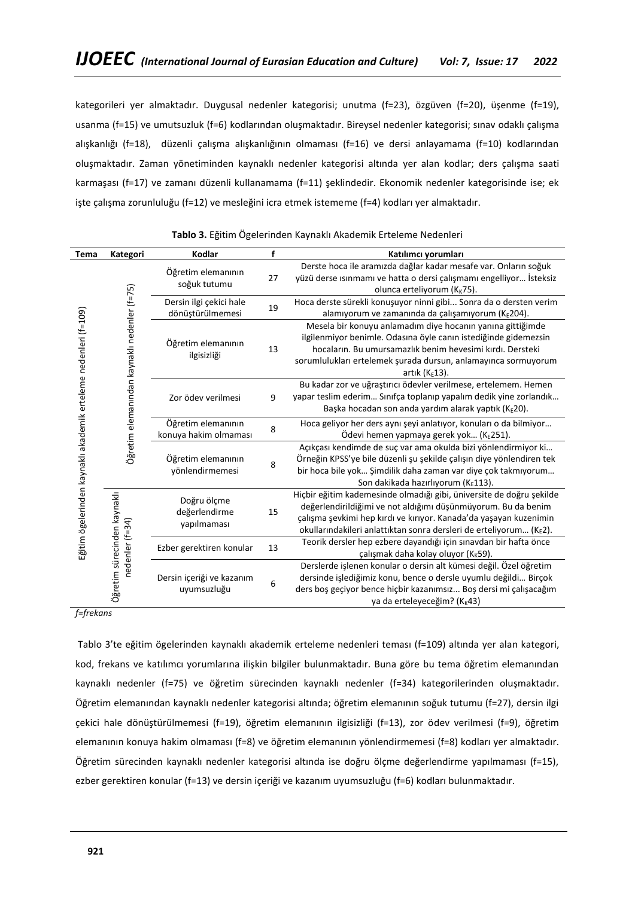kategorileri yer almaktadır. Duygusal nedenler kategorisi; unutma (f=23), özgüven (f=20), üşenme (f=19), usanma (f=15) ve umutsuzluk (f=6) kodlarından oluşmaktadır. Bireysel nedenler kategorisi; sınav odaklı çalışma alışkanlığı (f=18), düzenli çalışma alışkanlığının olmaması (f=16) ve dersi anlayamama (f=10) kodlarından oluşmaktadır. Zaman yönetiminden kaynaklı nedenler kategorisi altında yer alan kodlar; ders çalışma saati karmaşası (f=17) ve zamanı düzenli kullanamama (f=11) şeklindedir. Ekonomik nedenler kategorisinde ise; ek işte çalışma zorunluluğu (f=12) ve mesleğini icra etmek istememe (f=4) kodları yer almaktadır.

**Tablo 3.** Eğitim Ögelerinden Kaynaklı Akademik Erteleme Nedenleri

| Tema | Kategori | Kodlar | f | Katılımcı yorumları |
|---|---|---|---|---|
| Eğitim ögelerinden kaynaklı akademik erteleme nedenleri (f=109) | Öğretim elemanından kaynaklı nedenler (f=75) | Öğretim elemanının soğuk tutumu | 27 | Derste hoca ile aramızda dağlar kadar mesafe var. Onların soğuk yüzü derse ısınmamı ve hatta o dersi çalışmamı engelliyor… İsteksiz olunca erteliyorum ($K_K$75). |
| | | Dersin ilgi çekici hale dönüştürülmemesi | 19 | Hoca derste sürekli konuşuyor ninni gibi... Sonra da o dersten verim alamıyorum ve zamanında da çalışamıyorum ($K_E$204). |
| | | Öğretim elemanının ilgisizliği | 13 | Mesela bir konuyu anlamadım diye hocanın yanına gittiğimde ilgilenmiyor benimle. Odasına öyle canın istediğinde gidemezsin hocaların. Bu umursamazlık benim hevesimi kırdı. Dersteki sorumlulukları ertelemek şurada dursun, anlamayınca sormuyorum artık ($K_E$13). |
| | | Zor ödev verilmesi | 9 | Bu kadar zor ve uğraştırıcı ödevler verilmese, ertelemem. Hemen yapar teslim ederim… Sınıfça toplanıp yapalım dedik yine zorlandık… Başka hocadan son anda yardım alarak yaptık ($K_E$20). |
| | | Öğretim elemanının konuya hakim olmaması | 8 | Hoca geliyor her ders aynı şeyi anlatıyor, konuları o da bilmiyor… Ödevi hemen yapmaya gerek yok… ($K_E$251). |
| | | Öğretim elemanının yönlendirmemesi | 8 | Açıkçası kendimde de suç var ama okulda bizi yönlendirmiyor ki… Örneğin KPSS'ye bile düzenli şu şekilde çalışın diye yönlendiren tek bir hoca bile yok… Şimdilik daha zaman var diye çok takmıyorum… Son dakikada hazırlıyorum ($K_E$113). |
| | Öğretim sürecinden kaynaklı nedenler (f=34) | Doğru ölçme değerlendirme yapılmaması | 15 | Hiçbir eğitim kademesinde olmadığı gibi, üniversite de doğru şekilde değerlendirildiğimi ve not aldığımı düşünmüyorum. Bu da benim çalışma şevkimi hep kırdı ve kırıyor. Kanada'da yaşayan kuzenimin okullarındakileri anlattıktan sonra dersleri de erteliyorum… ($K_E$2). |
| | | Ezber gerektiren konular | 13 | Teorik dersler hep ezbere dayandığı için sınavdan bir hafta önce çalışmak daha kolay oluyor ($K_K$59). |
| | | Dersin içeriği ve kazanım uyumsuzluğu | 6 | Derslerde işlenen konular o dersin alt kümesi değil. Özel öğretim dersinde işlediğimiz konu, bence o dersle uyumlu değildi… Birçok ders boş geçiyor bence hiçbir kazanımsız... Boş dersi mi çalışacağım ya da erteleyeceğim? ($K_K$43) |

*f=frekans*

Tablo 3'te eğitim ögelerinden kaynaklı akademik erteleme nedenleri teması (f=109) altında yer alan kategori, kod, frekans ve katılımcı yorumlarına ilişkin bilgiler bulunmaktadır. Buna göre bu tema öğretim elemanından kaynaklı nedenler (f=75) ve öğretim sürecinden kaynaklı nedenler (f=34) kategorilerinden oluşmaktadır. Öğretim elemanından kaynaklı nedenler kategorisi altında; öğretim elemanının soğuk tutumu (f=27), dersin ilgi çekici hale dönüştürülmemesi (f=19), öğretim elemanının ilgisizliği (f=13), zor ödev verilmesi (f=9), öğretim elemanının konuya hakim olmaması (f=8) ve öğretim elemanının yönlendirmemesi (f=8) kodları yer almaktadır. Öğretim sürecinden kaynaklı nedenler kategorisi altında ise doğru ölçme değerlendirme yapılmaması (f=15), ezber gerektiren konular (f=13) ve dersin içeriği ve kazanım uyumsuzluğu (f=6) kodları bulunmaktadır.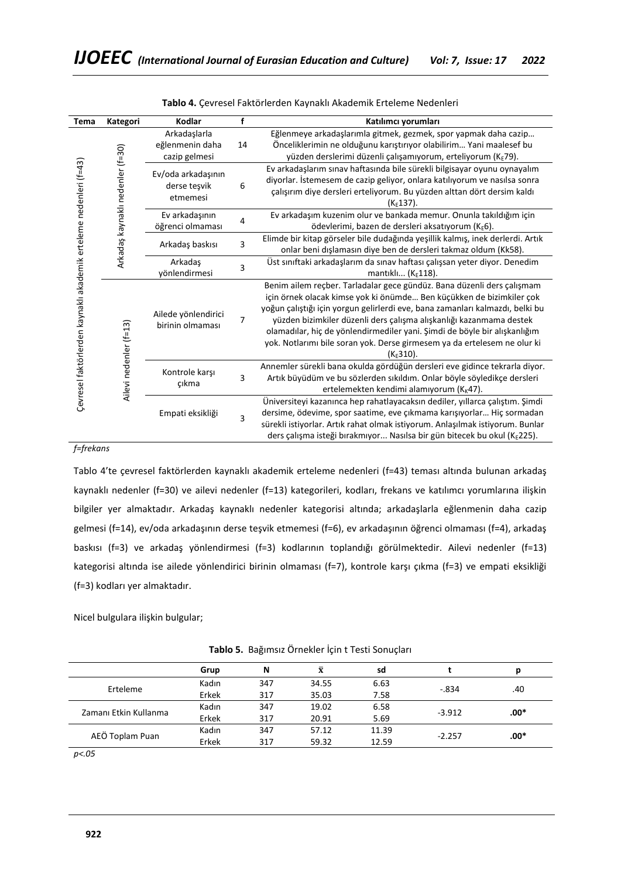**Tablo 4.** Çevresel Faktörlerden Kaynaklı Akademik Erteleme Nedenleri

| Tema | Kategori | Kodlar | f | Katılımcı yorumları |
|---|---|---|---|---|
| Çevresel faktörlerden kaynaklı akademik erteleme nedenleri (f=43) | Arkadaş kaynaklı nedenler (f=30) | Arkadaşlarla eğlenmenin daha cazip gelmesi | 14 | Eğlenmeye arkadaşlarımla gitmek, gezmek, spor yapmak daha cazip… Önceliklerimin ne olduğunu karıştırıyor olabilirim… Yani maalesef bu yüzden derslerimi düzenli çalışamıyorum, erteliyorum ($K_E$79). |
| | | Ev/oda arkadaşının derse teşvik etmemesi | 6 | Ev arkadaşlarım sınav haftasında bile sürekli bilgisayar oyunu oynayalım diyorlar. İstemesem de cazip geliyor, onlara katılıyorum ve nasılsa sonra çalışırım diye dersleri erteliyorum. Bu yüzden alttan dört dersim kaldı ($K_E$137). |
| | | Ev arkadaşının öğrenci olmaması | 4 | Ev arkadaşım kuzenim olur ve bankada memur. Onunla takıldığım için ödevlerimi, bazen de dersleri aksatıyorum ($K_E$6). |
| | | Arkadaş baskısı | 3 | Elimde bir kitap görseler bile dudağında yeşillik kalmış, inek derlerdi. Artık onlar beni dışlamasın diye ben de dersleri takmaz oldum (Kk58). |
| | | Arkadaş yönlendirmesi | 3 | Üst sınıftaki arkadaşlarım da sınav haftası çalışsan yeter diyor. Denedim mantıklı... ($K_E$118). |
| | Ailevi nedenler (f=13) | Ailede yönlendirici birinin olmaması | 7 | Benim ailem reçber. Tarladalar gece gündüz. Bana düzenli ders çalışmam için örnek olacak kimse yok ki önümde… Ben küçükken de bizimkiler çok yoğun çalıştığı için yorgun gelirlerdi eve, bana zamanları kalmazdı, belki bu yüzden bizimkiler düzenli ders çalışma alışkanlığı kazanmama destek olamadılar, hiç de yönlendirmediler yani. Şimdi de böyle bir alışkanlığım yok. Notlarımı bile soran yok. Derse girmesem ya da ertelesem ne olur ki ($K_E$310). |
| | | Kontrole karşı çıkma | 3 | Annemler sürekli bana okulda gördüğün dersleri eve gidince tekrarla diyor. Artık büyüdüm ve bu sözlerden sıkıldım. Onlar böyle söyledikçe dersleri ertelemekten kendimi alamıyorum ($K_K$47). |
| | | Empati eksikliği | 3 | Üniversiteyi kazanınca hep rahatlayacaksın dediler, yıllarca çalıştım. Şimdi dersime, ödevime, spor saatime, eve çıkmama karışıyorlar… Hiç sormadan sürekli istiyorlar. Artık rahat olmak istiyorum. Anlaşılmak istiyorum. Bunlar ders çalışma isteği bırakmıyor... Nasılsa bir gün bitecek bu okul ($K_E$225). |

*f=frekans*

Tablo 4'te çevresel faktörlerden kaynaklı akademik erteleme nedenleri (f=43) teması altında bulunan arkadaş kaynaklı nedenler (f=30) ve ailevi nedenler (f=13) kategorileri, kodları, frekans ve katılımcı yorumlarına ilişkin bilgiler yer almaktadır. Arkadaş kaynaklı nedenler kategorisi altında; arkadaşlarla eğlenmenin daha cazip gelmesi (f=14), ev/oda arkadaşının derse teşvik etmemesi (f=6), ev arkadaşının öğrenci olmaması (f=4), arkadaş baskısı (f=3) ve arkadaş yönlendirmesi (f=3) kodlarının toplandığı görülmektedir. Ailevi nedenler (f=13) kategorisi altında ise ailede yönlendirici birinin olmaması (f=7), kontrole karşı çıkma (f=3) ve empati eksikliği (f=3) kodları yer almaktadır.

Nicel bulgulara ilişkin bulgular;

**Tablo 5.** Bağımsız Örnekler İçin t Testi Sonuçları

| | Grup | N | $\bar{x}$ | sd | t | p |
|---|---|---|---|---|---|---|
| Erteleme | Kadın | 347 | 34.55 | 6.63 | -.834 | .40 |
| | Erkek | 317 | 35.03 | 7.58 | | |
| Zamanı Etkin Kullanma | Kadın | 347 | 19.02 | 6.58 | -3.912 | **.00*** |
| | Erkek | 317 | 20.91 | 5.69 | | |
| AEÖ Toplam Puan | Kadın | 347 | 57.12 | 11.39 | -2.257 | **.00*** |
| | Erkek | 317 | 59.32 | 12.59 | | |

*p<.05*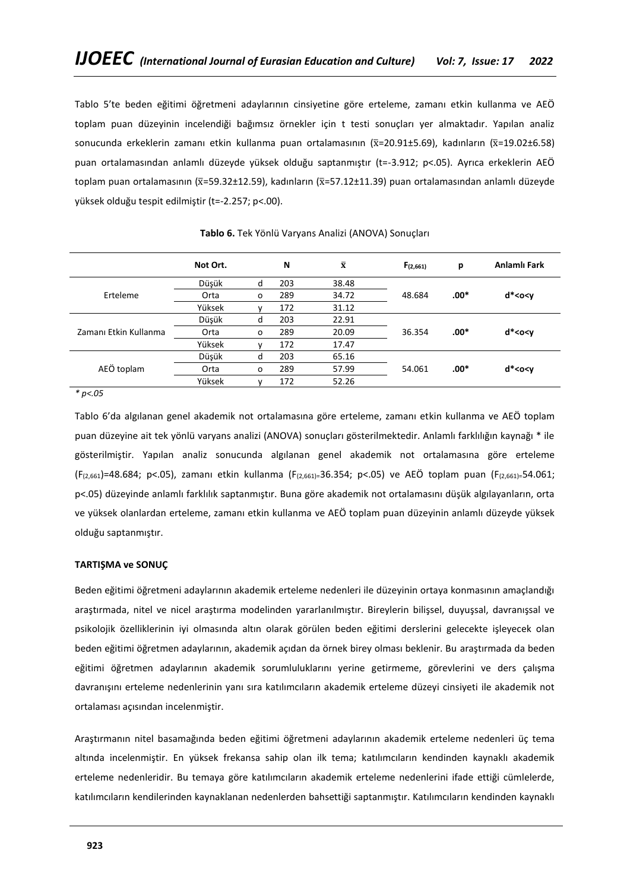Tablo 5'te beden eğitimi öğretmeni adaylarının cinsiyetine göre erteleme, zamanı etkin kullanma ve AEÖ toplam puan düzeyinin incelendiği bağımsız örnekler için t testi sonuçları yer almaktadır. Yapılan analiz sonucunda erkeklerin zamanı etkin kullanma puan ortalamasının ($\bar{x}$=20.91±5.69), kadınların ($\bar{x}$=19.02±6.58) puan ortalamasından anlamlı düzeyde yüksek olduğu saptanmıştır (t=-3.912; p<.05). Ayrıca erkeklerin AEÖ toplam puan ortalamasının ($\bar{x}$=59.32±12.59), kadınların ($\bar{x}$=57.12±11.39) puan ortalamasından anlamlı düzeyde yüksek olduğu tespit edilmiştir (t=-2.257; p<.00).

**Tablo 6.** Tek Yönlü Varyans Analizi (ANOVA) Sonuçları

| | Not Ort. | | N | $\bar{x}$ | $F_{(2,661)}$ | p | Anlamlı Fark |
|---|---|---|---|---|---|---|---|
| Erteleme | Düşük | d | 203 | 38.48 | 48.684 | **.00*** | **d*<o<y** |
| | Orta | o | 289 | 34.72 | | | |
| | Yüksek | y | 172 | 31.12 | | | |
| Zamanı Etkin Kullanma | Düşük | d | 203 | 22.91 | 36.354 | **.00*** | **d*<o<y** |
| | Orta | o | 289 | 20.09 | | | |
| | Yüksek | y | 172 | 17.47 | | | |
| AEÖ toplam | Düşük | d | 203 | 65.16 | 54.061 | **.00*** | **d*<o<y** |
| | Orta | o | 289 | 57.99 | | | |
| | Yüksek | y | 172 | 52.26 | | | |

*\* p<.05*

Tablo 6'da algılanan genel akademik not ortalamasına göre erteleme, zamanı etkin kullanma ve AEÖ toplam puan düzeyine ait tek yönlü varyans analizi (ANOVA) sonuçları gösterilmektedir. Anlamlı farklılığın kaynağı * ile gösterilmiştir. Yapılan analiz sonucunda algılanan genel akademik not ortalamasına göre erteleme ($F_{(2,661)}$=48.684; p<.05), zamanı etkin kullanma ($F_{(2,661)}$=36.354; p<.05) ve AEÖ toplam puan ($F_{(2,661)}$=54.061; p<.05) düzeyinde anlamlı farklılık saptanmıştır. Buna göre akademik not ortalamasını düşük algılayanların, orta ve yüksek olanlardan erteleme, zamanı etkin kullanma ve AEÖ toplam puan düzeyinin anlamlı düzeyde yüksek olduğu saptanmıştır.

**TARTIŞMA ve SONUÇ**

Beden eğitimi öğretmeni adaylarının akademik erteleme nedenleri ile düzeyinin ortaya konmasının amaçlandığı araştırmada, nitel ve nicel araştırma modelinden yararlanılmıştır. Bireylerin bilişsel, duyuşsal, davranışsal ve psikolojik özelliklerinin iyi olmasında altın olarak görülen beden eğitimi derslerini gelecekte işleyecek olan beden eğitimi öğretmen adaylarının, akademik açıdan da örnek birey olması beklenir. Bu araştırmada da beden eğitimi öğretmen adaylarının akademik sorumluluklarını yerine getirmeme, görevlerini ve ders çalışma davranışını erteleme nedenlerinin yanı sıra katılımcıların akademik erteleme düzeyi cinsiyeti ile akademik not ortalaması açısından incelenmiştir.

Araştırmanın nitel basamağında beden eğitimi öğretmeni adaylarının akademik erteleme nedenleri üç tema altında incelenmiştir. En yüksek frekansa sahip olan ilk tema; katılımcıların kendinden kaynaklı akademik erteleme nedenleridir. Bu temaya göre katılımcıların akademik erteleme nedenlerini ifade ettiği cümlelerde, katılımcıların kendilerinden kaynaklanan nedenlerden bahsettiği saptanmıştır. Katılımcıların kendinden kaynaklı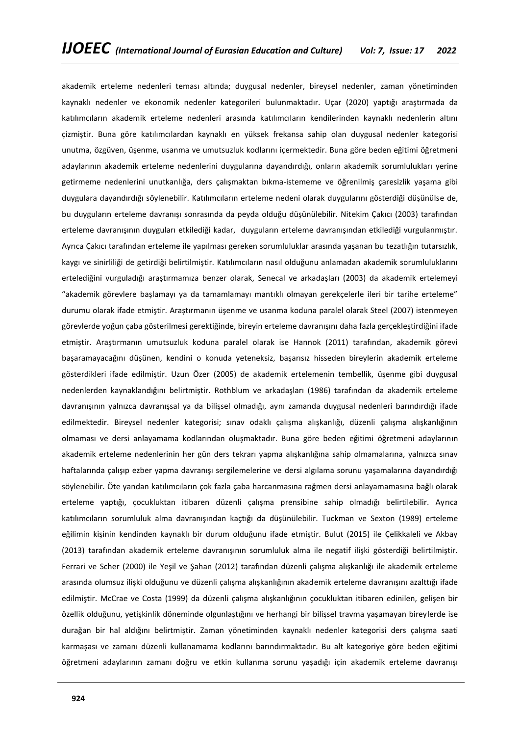akademik erteleme nedenleri teması altında; duygusal nedenler, bireysel nedenler, zaman yönetiminden kaynaklı nedenler ve ekonomik nedenler kategorileri bulunmaktadır. Uçar (2020) yaptığı araştırmada da katılımcıların akademik erteleme nedenleri arasında katılımcıların kendilerinden kaynaklı nedenlerin altını çizmiştir. Buna göre katılımcılardan kaynaklı en yüksek frekansa sahip olan duygusal nedenler kategorisi unutma, özgüven, üşenme, usanma ve umutsuzluk kodlarını içermektedir. Buna göre beden eğitimi öğretmeni adaylarının akademik erteleme nedenlerini duygularına dayandırdığı, onların akademik sorumlulukları yerine getirmeme nedenlerini unutkanlığa, ders çalışmaktan bıkma-istememe ve öğrenilmiş çaresizlik yaşama gibi duygulara dayandırdığı söylenebilir. Katılımcıların erteleme nedeni olarak duygularını gösterdiği düşünülse de, bu duyguların erteleme davranışı sonrasında da peyda olduğu düşünülebilir. Nitekim Çakıcı (2003) tarafından erteleme davranışının duyguları etkilediği kadar, duyguların erteleme davranışından etkilediği vurgulanmıştır. Ayrıca Çakıcı tarafından erteleme ile yapılması gereken sorumluluklar arasında yaşanan bu tezatlığın tutarsızlık, kaygı ve sinirliliği de getirdiği belirtilmiştir. Katılımcıların nasıl olduğunu anlamadan akademik sorumluluklarını ertelediğini vurguladığı araştırmamıza benzer olarak, Senecal ve arkadaşları (2003) da akademik ertelemeyi "akademik görevlere başlamayı ya da tamamlamayı mantıklı olmayan gerekçelerle ileri bir tarihe erteleme" durumu olarak ifade etmiştir. Araştırmanın üşenme ve usanma koduna paralel olarak Steel (2007) istenmeyen görevlerde yoğun çaba gösterilmesi gerektiğinde, bireyin erteleme davranışını daha fazla gerçekleştirdiğini ifade etmiştir. Araştırmanın umutsuzluk koduna paralel olarak ise Hannok (2011) tarafından, akademik görevi başaramayacağını düşünen, kendini o konuda yeteneksiz, başarısız hisseden bireylerin akademik erteleme gösterdikleri ifade edilmiştir. Uzun Özer (2005) de akademik ertelemenin tembellik, üşenme gibi duygusal nedenlerden kaynaklandığını belirtmiştir. Rothblum ve arkadaşları (1986) tarafından da akademik erteleme davranışının yalnızca davranışsal ya da bilişsel olmadığı, aynı zamanda duygusal nedenleri barındırdığı ifade edilmektedir. Bireysel nedenler kategorisi; sınav odaklı çalışma alışkanlığı, düzenli çalışma alışkanlığının olmaması ve dersi anlayamama kodlarından oluşmaktadır. Buna göre beden eğitimi öğretmeni adaylarının akademik erteleme nedenlerinin her gün ders tekrarı yapma alışkanlığına sahip olmamalarına, yalnızca sınav haftalarında çalışıp ezber yapma davranışı sergilemelerine ve dersi algılama sorunu yaşamalarına dayandırdığı söylenebilir. Öte yandan katılımcıların çok fazla çaba harcanmasına rağmen dersi anlayamamasına bağlı olarak erteleme yaptığı, çocukluktan itibaren düzenli çalışma prensibine sahip olmadığı belirtilebilir. Ayrıca katılımcıların sorumluluk alma davranışından kaçtığı da düşünülebilir. Tuckman ve Sexton (1989) erteleme eğilimin kişinin kendinden kaynaklı bir durum olduğunu ifade etmiştir. Bulut (2015) ile Çelikkaleli ve Akbay (2013) tarafından akademik erteleme davranışının sorumluluk alma ile negatif ilişki gösterdiği belirtilmiştir. Ferrari ve Scher (2000) ile Yeşil ve Şahan (2012) tarafından düzenli çalışma alışkanlığı ile akademik erteleme arasında olumsuz ilişki olduğunu ve düzenli çalışma alışkanlığının akademik erteleme davranışını azalttığı ifade edilmiştir. McCrae ve Costa (1999) da düzenli çalışma alışkanlığının çocukluktan itibaren edinilen, gelişen bir özellik olduğunu, yetişkinlik döneminde olgunlaştığını ve herhangi bir bilişsel travma yaşamayan bireylerde ise durağan bir hal aldığını belirtmiştir. Zaman yönetiminden kaynaklı nedenler kategorisi ders çalışma saati karmaşası ve zamanı düzenli kullanamama kodlarını barındırmaktadır. Bu alt kategoriye göre beden eğitimi öğretmeni adaylarının zamanı doğru ve etkin kullanma sorunu yaşadığı için akademik erteleme davranışı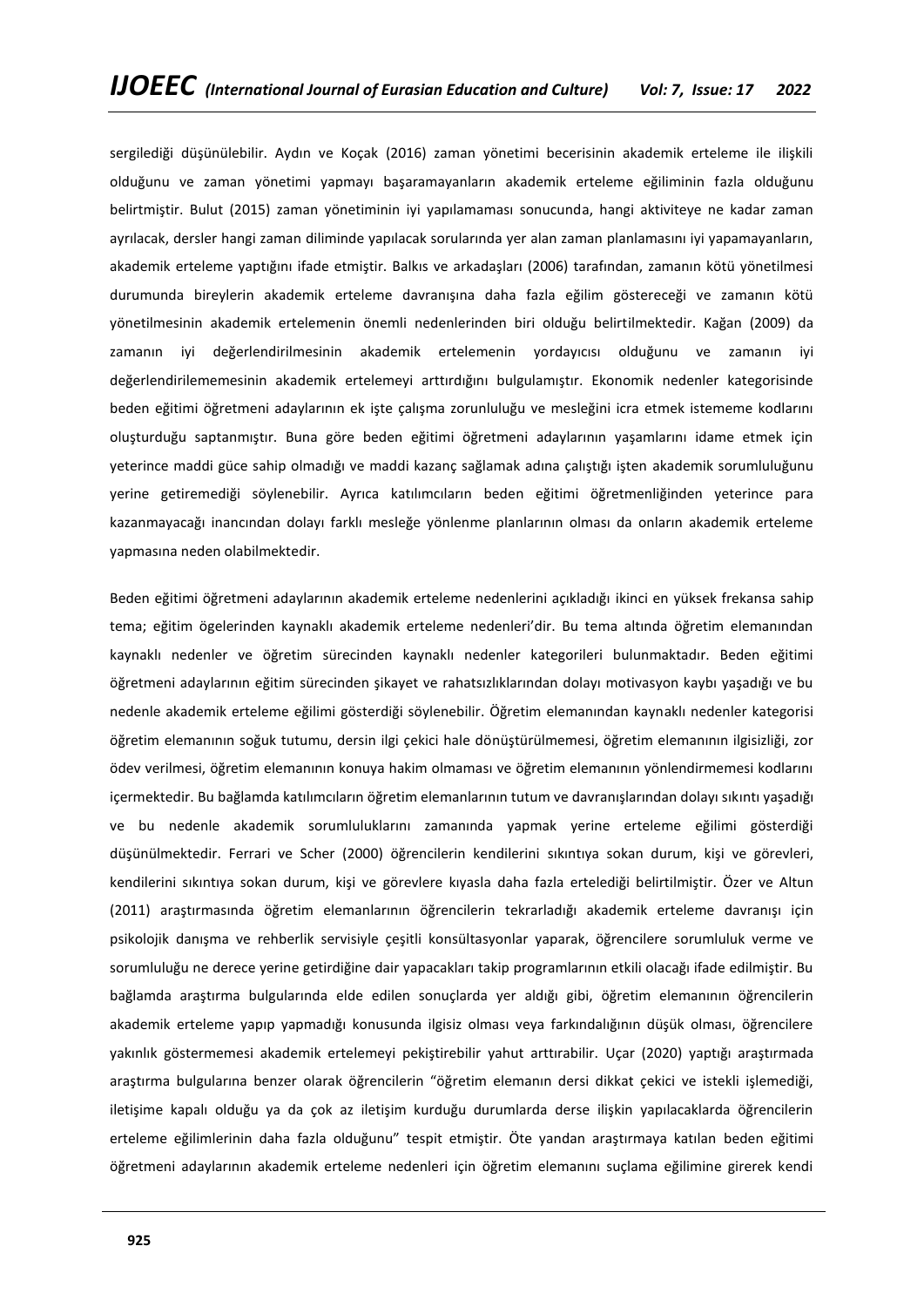sergilediği düşünülebilir. Aydın ve Koçak (2016) zaman yönetimi becerisinin akademik erteleme ile ilişkili olduğunu ve zaman yönetimi yapmayı başaramayanların akademik erteleme eğiliminin fazla olduğunu belirtmiştir. Bulut (2015) zaman yönetiminin iyi yapılamaması sonucunda, hangi aktiviteye ne kadar zaman ayrılacak, dersler hangi zaman diliminde yapılacak sorularında yer alan zaman planlamasını iyi yapamayanların, akademik erteleme yaptığını ifade etmiştir. Balkıs ve arkadaşları (2006) tarafından, zamanın kötü yönetilmesi durumunda bireylerin akademik erteleme davranışına daha fazla eğilim göstereceği ve zamanın kötü yönetilmesinin akademik ertelemenin önemli nedenlerinden biri olduğu belirtilmektedir. Kağan (2009) da zamanın iyi değerlendirilmesinin akademik ertelemenin yordayıcısı olduğunu ve zamanın iyi değerlendirilememesinin akademik ertelemeyi arttırdığını bulgulamıştır. Ekonomik nedenler kategorisinde beden eğitimi öğretmeni adaylarının ek işte çalışma zorunluluğu ve mesleğini icra etmek istememe kodlarını oluşturduğu saptanmıştır. Buna göre beden eğitimi öğretmeni adaylarının yaşamlarını idame etmek için yeterince maddi güce sahip olmadığı ve maddi kazanç sağlamak adına çalıştığı işten akademik sorumluluğunu yerine getiremediği söylenebilir. Ayrıca katılımcıların beden eğitimi öğretmenliğinden yeterince para kazanmayacağı inancından dolayı farklı mesleğe yönlenme planlarının olması da onların akademik erteleme yapmasına neden olabilmektedir.

Beden eğitimi öğretmeni adaylarının akademik erteleme nedenlerini açıkladığı ikinci en yüksek frekansa sahip tema; eğitim ögelerinden kaynaklı akademik erteleme nedenleri'dir. Bu tema altında öğretim elemanından kaynaklı nedenler ve öğretim sürecinden kaynaklı nedenler kategorileri bulunmaktadır. Beden eğitimi öğretmeni adaylarının eğitim sürecinden şikayet ve rahatsızlıklarından dolayı motivasyon kaybı yaşadığı ve bu nedenle akademik erteleme eğilimi gösterdiği söylenebilir. Öğretim elemanından kaynaklı nedenler kategorisi öğretim elemanının soğuk tutumu, dersin ilgi çekici hale dönüştürülmemesi, öğretim elemanının ilgisizliği, zor ödev verilmesi, öğretim elemanının konuya hakim olmaması ve öğretim elemanının yönlendirmemesi kodlarını içermektedir. Bu bağlamda katılımcıların öğretim elemanlarının tutum ve davranışlarından dolayı sıkıntı yaşadığı ve bu nedenle akademik sorumluluklarını zamanında yapmak yerine erteleme eğilimi gösterdiği düşünülmektedir. Ferrari ve Scher (2000) öğrencilerin kendilerini sıkıntıya sokan durum, kişi ve görevleri, kendilerini sıkıntıya sokan durum, kişi ve görevlere kıyasla daha fazla ertelediği belirtilmiştir. Özer ve Altun (2011) araştırmasında öğretim elemanlarının öğrencilerin tekrarladığı akademik erteleme davranışı için psikolojik danışma ve rehberlik servisiyle çeşitli konsültasyonlar yaparak, öğrencilere sorumluluk verme ve sorumluluğu ne derece yerine getirdiğine dair yapacakları takip programlarının etkili olacağı ifade edilmiştir. Bu bağlamda araştırma bulgularında elde edilen sonuçlarda yer aldığı gibi, öğretim elemanının öğrencilerin akademik erteleme yapıp yapmadığı konusunda ilgisiz olması veya farkındalığının düşük olması, öğrencilere yakınlık göstermemesi akademik ertelemeyi pekiştirebilir yahut arttırabilir. Uçar (2020) yaptığı araştırmada araştırma bulgularına benzer olarak öğrencilerin "öğretim elemanın dersi dikkat çekici ve istekli işlemediği, iletişime kapalı olduğu ya da çok az iletişim kurduğu durumlarda derse ilişkin yapılacaklarda öğrencilerin erteleme eğilimlerinin daha fazla olduğunu" tespit etmiştir. Öte yandan araştırmaya katılan beden eğitimi öğretmeni adaylarının akademik erteleme nedenleri için öğretim elemanını suçlama eğilimine girerek kendi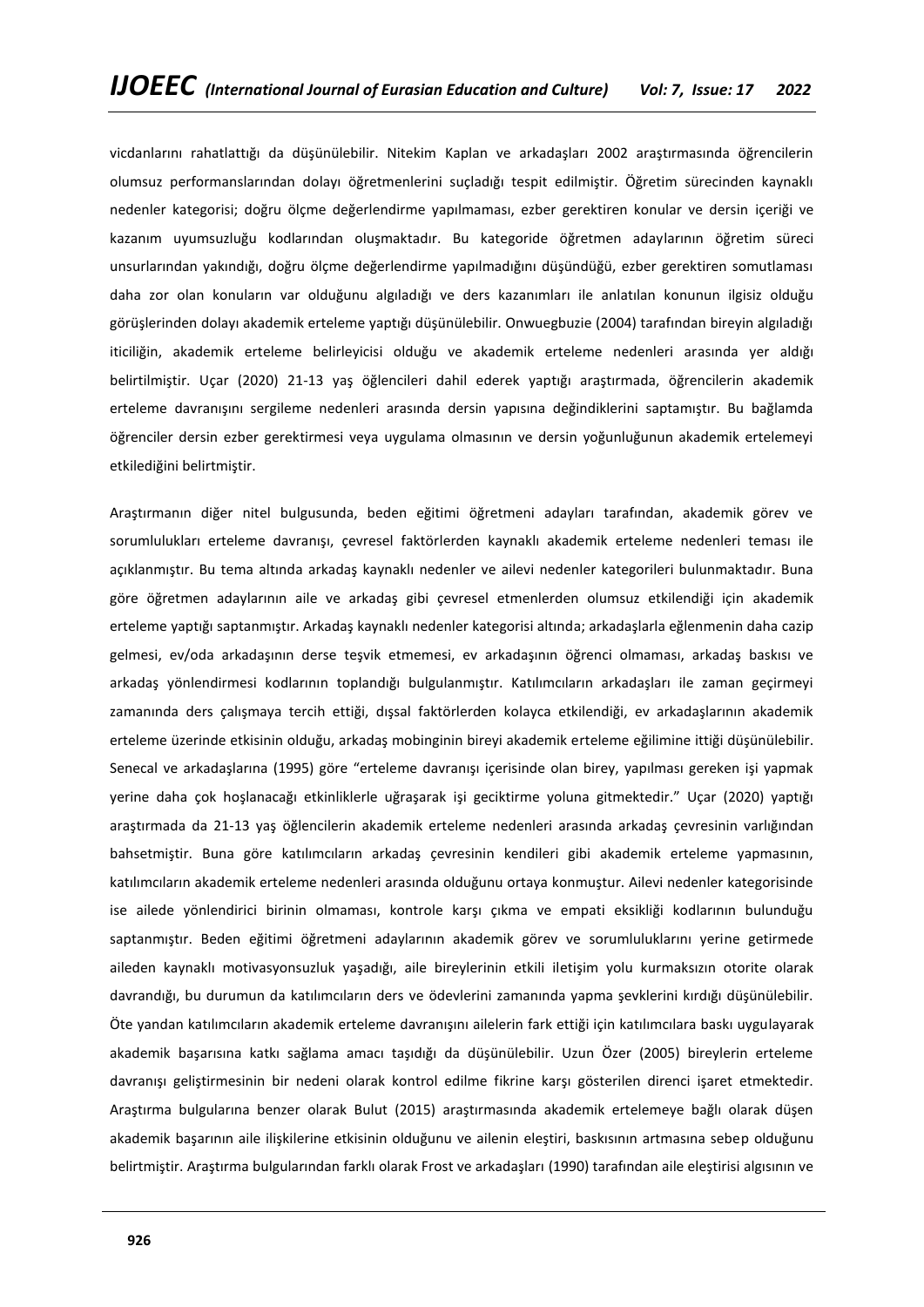vicdanlarını rahatlattığı da düşünülebilir. Nitekim Kaplan ve arkadaşları 2002 araştırmasında öğrencilerin olumsuz performanslarından dolayı öğretmenlerini suçladığı tespit edilmiştir. Öğretim sürecinden kaynaklı nedenler kategorisi; doğru ölçme değerlendirme yapılmaması, ezber gerektiren konular ve dersin içeriği ve kazanım uyumsuzluğu kodlarından oluşmaktadır. Bu kategoride öğretmen adaylarının öğretim süreci unsurlarından yakındığı, doğru ölçme değerlendirme yapılmadığını düşündüğü, ezber gerektiren somutlaması daha zor olan konuların var olduğunu algıladığı ve ders kazanımları ile anlatılan konunun ilgisiz olduğu görüşlerinden dolayı akademik erteleme yaptığı düşünülebilir. Onwuegbuzie (2004) tarafından bireyin algıladığı iticiliğin, akademik erteleme belirleyicisi olduğu ve akademik erteleme nedenleri arasında yer aldığı belirtilmiştir. Uçar (2020) 21-13 yaş öğlencileri dahil ederek yaptığı araştırmada, öğrencilerin akademik erteleme davranışını sergileme nedenleri arasında dersin yapısına değindiklerini saptamıştır. Bu bağlamda öğrenciler dersin ezber gerektirmesi veya uygulama olmasının ve dersin yoğunluğunun akademik ertelemeyi etkilediğini belirtmiştir.

Araştırmanın diğer nitel bulgusunda, beden eğitimi öğretmeni adayları tarafından, akademik görev ve sorumlulukları erteleme davranışı, çevresel faktörlerden kaynaklı akademik erteleme nedenleri teması ile açıklanmıştır. Bu tema altında arkadaş kaynaklı nedenler ve ailevi nedenler kategorileri bulunmaktadır. Buna göre öğretmen adaylarının aile ve arkadaş gibi çevresel etmenlerden olumsuz etkilendiği için akademik erteleme yaptığı saptanmıştır. Arkadaş kaynaklı nedenler kategorisi altında; arkadaşlarla eğlenmenin daha cazip gelmesi, ev/oda arkadaşının derse teşvik etmemesi, ev arkadaşının öğrenci olmaması, arkadaş baskısı ve arkadaş yönlendirmesi kodlarının toplandığı bulgulanmıştır. Katılımcıların arkadaşları ile zaman geçirmeyi zamanında ders çalışmaya tercih ettiği, dışsal faktörlerden kolayca etkilendiği, ev arkadaşlarının akademik erteleme üzerinde etkisinin olduğu, arkadaş mobinginin bireyi akademik erteleme eğilimine ittiği düşünülebilir. Senecal ve arkadaşlarına (1995) göre "erteleme davranışı içerisinde olan birey, yapılması gereken işi yapmak yerine daha çok hoşlanacağı etkinliklerle uğraşarak işi geciktirme yoluna gitmektedir." Uçar (2020) yaptığı araştırmada da 21-13 yaş öğlencilerin akademik erteleme nedenleri arasında arkadaş çevresinin varlığından bahsetmiştir. Buna göre katılımcıların arkadaş çevresinin kendileri gibi akademik erteleme yapmasının, katılımcıların akademik erteleme nedenleri arasında olduğunu ortaya konmuştur. Ailevi nedenler kategorisinde ise ailede yönlendirici birinin olmaması, kontrole karşı çıkma ve empati eksikliği kodlarının bulunduğu saptanmıştır. Beden eğitimi öğretmeni adaylarının akademik görev ve sorumluluklarını yerine getirmede aileden kaynaklı motivasyonsuzluk yaşadığı, aile bireylerinin etkili iletişim yolu kurmaksızın otorite olarak davrandığı, bu durumun da katılımcıların ders ve ödevlerini zamanında yapma şevklerini kırdığı düşünülebilir. Öte yandan katılımcıların akademik erteleme davranışını ailelerin fark ettiği için katılımcılara baskı uygulayarak akademik başarısına katkı sağlama amacı taşıdığı da düşünülebilir. Uzun Özer (2005) bireylerin erteleme davranışı geliştirmesinin bir nedeni olarak kontrol edilme fikrine karşı gösterilen direnci işaret etmektedir. Araştırma bulgularına benzer olarak Bulut (2015) araştırmasında akademik ertelemeye bağlı olarak düşen akademik başarının aile ilişkilerine etkisinin olduğunu ve ailenin eleştiri, baskısının artmasına sebep olduğunu belirtmiştir. Araştırma bulgularından farklı olarak Frost ve arkadaşları (1990) tarafından aile eleştirisi algısının ve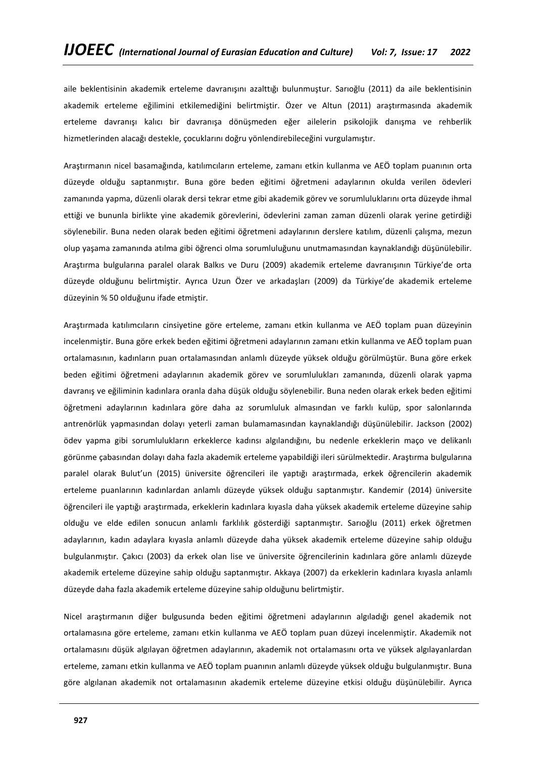aile beklentisinin akademik erteleme davranışını azalttığı bulunmuştur. Sarıoğlu (2011) da aile beklentisinin akademik erteleme eğilimini etkilemediğini belirtmiştir. Özer ve Altun (2011) araştırmasında akademik erteleme davranışı kalıcı bir davranışa dönüşmeden eğer ailelerin psikolojik danışma ve rehberlik hizmetlerinden alacağı destekle, çocuklarını doğru yönlendirebileceğini vurgulamıştır.

Araştırmanın nicel basamağında, katılımcıların erteleme, zamanı etkin kullanma ve AEÖ toplam puanının orta düzeyde olduğu saptanmıştır. Buna göre beden eğitimi öğretmeni adaylarının okulda verilen ödevleri zamanında yapma, düzenli olarak dersi tekrar etme gibi akademik görev ve sorumluluklarını orta düzeyde ihmal ettiği ve bununla birlikte yine akademik görevlerini, ödevlerini zaman zaman düzenli olarak yerine getirdiği söylenebilir. Buna neden olarak beden eğitimi öğretmeni adaylarının derslere katılım, düzenli çalışma, mezun olup yaşama zamanında atılma gibi öğrenci olma sorumluluğunu unutmamasından kaynaklandığı düşünülebilir. Araştırma bulgularına paralel olarak Balkıs ve Duru (2009) akademik erteleme davranışının Türkiye'de orta düzeyde olduğunu belirtmiştir. Ayrıca Uzun Özer ve arkadaşları (2009) da Türkiye'de akademik erteleme düzeyinin % 50 olduğunu ifade etmiştir.

Araştırmada katılımcıların cinsiyetine göre erteleme, zamanı etkin kullanma ve AEÖ toplam puan düzeyinin incelenmiştir. Buna göre erkek beden eğitimi öğretmeni adaylarının zamanı etkin kullanma ve AEÖ toplam puan ortalamasının, kadınların puan ortalamasından anlamlı düzeyde yüksek olduğu görülmüştür. Buna göre erkek beden eğitimi öğretmeni adaylarının akademik görev ve sorumlulukları zamanında, düzenli olarak yapma davranış ve eğiliminin kadınlara oranla daha düşük olduğu söylenebilir. Buna neden olarak erkek beden eğitimi öğretmeni adaylarının kadınlara göre daha az sorumluluk almasından ve farklı kulüp, spor salonlarında antrenörlük yapmasından dolayı yeterli zaman bulamamasından kaynaklandığı düşünülebilir. Jackson (2002) ödev yapma gibi sorumlulukların erkeklerce kadınsı algılandığını, bu nedenle erkeklerin maço ve delikanlı görünme çabasından dolayı daha fazla akademik erteleme yapabildiği ileri sürülmektedir. Araştırma bulgularına paralel olarak Bulut'un (2015) üniversite öğrencileri ile yaptığı araştırmada, erkek öğrencilerin akademik erteleme puanlarının kadınlardan anlamlı düzeyde yüksek olduğu saptanmıştır. Kandemir (2014) üniversite öğrencileri ile yaptığı araştırmada, erkeklerin kadınlara kıyasla daha yüksek akademik erteleme düzeyine sahip olduğu ve elde edilen sonucun anlamlı farklılık gösterdiği saptanmıştır. Sarıoğlu (2011) erkek öğretmen adaylarının, kadın adaylara kıyasla anlamlı düzeyde daha yüksek akademik erteleme düzeyine sahip olduğu bulgulanmıştır. Çakıcı (2003) da erkek olan lise ve üniversite öğrencilerinin kadınlara göre anlamlı düzeyde akademik erteleme düzeyine sahip olduğu saptanmıştır. Akkaya (2007) da erkeklerin kadınlara kıyasla anlamlı düzeyde daha fazla akademik erteleme düzeyine sahip olduğunu belirtmiştir.

Nicel araştırmanın diğer bulgusunda beden eğitimi öğretmeni adaylarının algıladığı genel akademik not ortalamasına göre erteleme, zamanı etkin kullanma ve AEÖ toplam puan düzeyi incelenmiştir. Akademik not ortalamasını düşük algılayan öğretmen adaylarının, akademik not ortalamasını orta ve yüksek algılayanlardan erteleme, zamanı etkin kullanma ve AEÖ toplam puanının anlamlı düzeyde yüksek olduğu bulgulanmıştır. Buna göre algılanan akademik not ortalamasının akademik erteleme düzeyine etkisi olduğu düşünülebilir. Ayrıca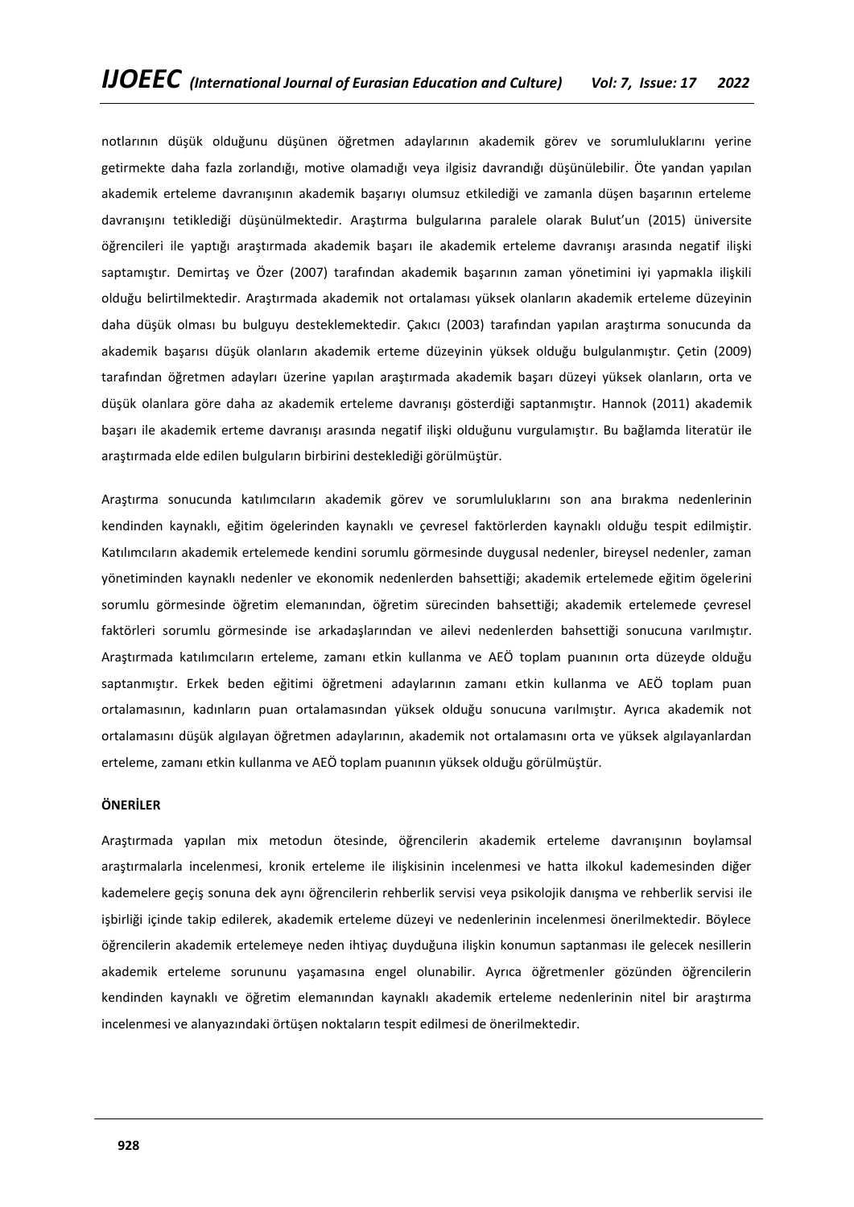notlarının düşük olduğunu düşünen öğretmen adaylarının akademik görev ve sorumluluklarını yerine getirmekte daha fazla zorlandığı, motive olamadığı veya ilgisiz davrandığı düşünülebilir. Öte yandan yapılan akademik erteleme davranışının akademik başarıyı olumsuz etkilediği ve zamanla düşen başarının erteleme davranışını tetiklediği düşünülmektedir. Araştırma bulgularına paralele olarak Bulut'un (2015) üniversite öğrencileri ile yaptığı araştırmada akademik başarı ile akademik erteleme davranışı arasında negatif ilişki saptamıştır. Demirtaş ve Özer (2007) tarafından akademik başarının zaman yönetimini iyi yapmakla ilişkili olduğu belirtilmektedir. Araştırmada akademik not ortalaması yüksek olanların akademik erteleme düzeyinin daha düşük olması bu bulguyu desteklemektedir. Çakıcı (2003) tarafından yapılan araştırma sonucunda da akademik başarısı düşük olanların akademik erteme düzeyinin yüksek olduğu bulgulanmıştır. Çetin (2009) tarafından öğretmen adayları üzerine yapılan araştırmada akademik başarı düzeyi yüksek olanların, orta ve düşük olanlara göre daha az akademik erteleme davranışı gösterdiği saptanmıştır. Hannok (2011) akademik başarı ile akademik erteme davranışı arasında negatif ilişki olduğunu vurgulamıştır. Bu bağlamda literatür ile araştırmada elde edilen bulguların birbirini desteklediği görülmüştür.

Araştırma sonucunda katılımcıların akademik görev ve sorumluluklarını son ana bırakma nedenlerinin kendinden kaynaklı, eğitim ögelerinden kaynaklı ve çevresel faktörlerden kaynaklı olduğu tespit edilmiştir. Katılımcıların akademik ertelemede kendini sorumlu görmesinde duygusal nedenler, bireysel nedenler, zaman yönetiminden kaynaklı nedenler ve ekonomik nedenlerden bahsettiği; akademik ertelemede eğitim ögelerini sorumlu görmesinde öğretim elemanından, öğretim sürecinden bahsettiği; akademik ertelemede çevresel faktörleri sorumlu görmesinde ise arkadaşlarından ve ailevi nedenlerden bahsettiği sonucuna varılmıştır. Araştırmada katılımcıların erteleme, zamanı etkin kullanma ve AEÖ toplam puanının orta düzeyde olduğu saptanmıştır. Erkek beden eğitimi öğretmeni adaylarının zamanı etkin kullanma ve AEÖ toplam puan ortalamasının, kadınların puan ortalamasından yüksek olduğu sonucuna varılmıştır. Ayrıca akademik not ortalamasını düşük algılayan öğretmen adaylarının, akademik not ortalamasını orta ve yüksek algılayanlardan erteleme, zamanı etkin kullanma ve AEÖ toplam puanının yüksek olduğu görülmüştür.

**ÖNERİLER**

Araştırmada yapılan mix metodun ötesinde, öğrencilerin akademik erteleme davranışının boylamsal araştırmalarla incelenmesi, kronik erteleme ile ilişkisinin incelenmesi ve hatta ilkokul kademesinden diğer kademelere geçiş sonuna dek aynı öğrencilerin rehberlik servisi veya psikolojik danışma ve rehberlik servisi ile işbirliği içinde takip edilerek, akademik erteleme düzeyi ve nedenlerinin incelenmesi önerilmektedir. Böylece öğrencilerin akademik ertelemeye neden ihtiyaç duyduğuna ilişkin konumun saptanması ile gelecek nesillerin akademik erteleme sorununu yaşamasına engel olunabilir. Ayrıca öğretmenler gözünden öğrencilerin kendinden kaynaklı ve öğretim elemanından kaynaklı akademik erteleme nedenlerinin nitel bir araştırma incelenmesi ve alanyazındaki örtüşen noktaların tespit edilmesi de önerilmektedir.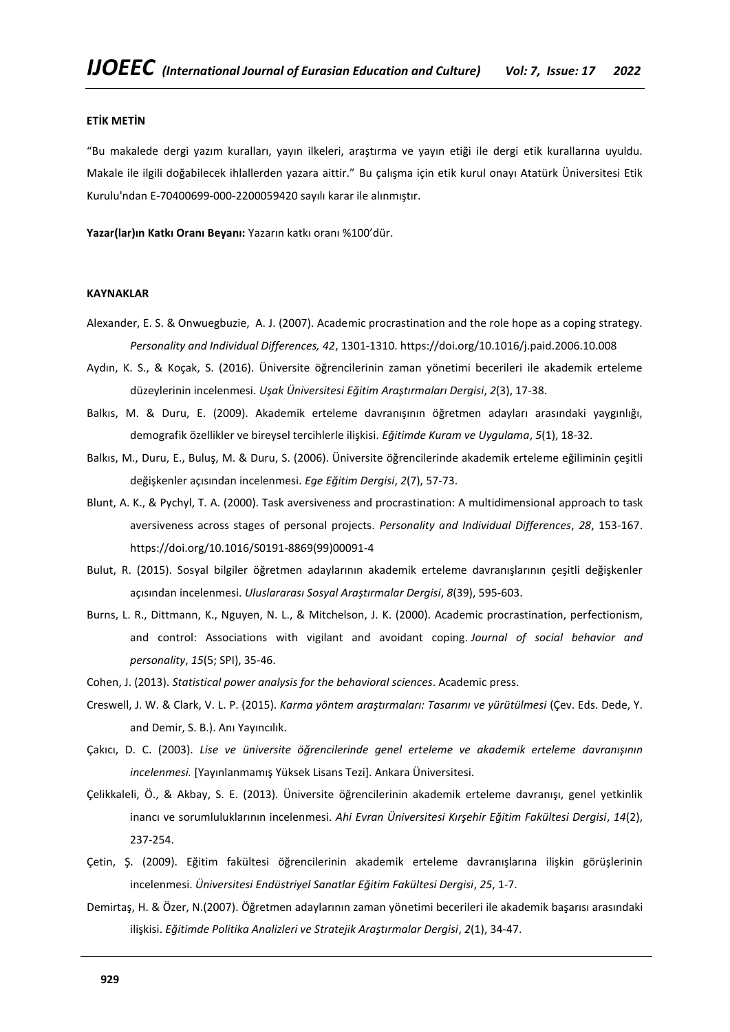**ETİK METİN**

"Bu makalede dergi yazım kuralları, yayın ilkeleri, araştırma ve yayın etiği ile dergi etik kurallarına uyuldu. Makale ile ilgili doğabilecek ihlallerden yazara aittir." Bu çalışma için etik kurul onayı Atatürk Üniversitesi Etik Kurulu'ndan E-70400699-000-2200059420 sayılı karar ile alınmıştır.

**Yazar(lar)ın Katkı Oranı Beyanı:** Yazarın katkı oranı %100'dür.

**KAYNAKLAR**

Alexander, E. S. & Onwuegbuzie, A. J. (2007). Academic procrastination and the role hope as a coping strategy. *Personality and Individual Differences, 42*, 1301-1310. https://doi.org/10.1016/j.paid.2006.10.008

Aydın, K. S., & Koçak, S. (2016). Üniversite öğrencilerinin zaman yönetimi becerileri ile akademik erteleme düzeylerinin incelenmesi. *Uşak Üniversitesi Eğitim Araştırmaları Dergisi*, *2*(3), 17-38.

Balkıs, M. & Duru, E. (2009). Akademik erteleme davranışının öğretmen adayları arasındaki yaygınlığı, demografik özellikler ve bireysel tercihlerle ilişkisi. *Eğitimde Kuram ve Uygulama*, *5*(1), 18-32.

Balkıs, M., Duru, E., Buluş, M. & Duru, S. (2006). Üniversite öğrencilerinde akademik erteleme eğiliminin çeşitli değişkenler açısından incelenmesi. *Ege Eğitim Dergisi*, *2*(7), 57-73.

Blunt, A. K., & Pychyl, T. A. (2000). Task aversiveness and procrastination: A multidimensional approach to task aversiveness across stages of personal projects. *Personality and Individual Differences*, *28*, 153-167. https://doi.org/10.1016/S0191-8869(99)00091-4

Bulut, R. (2015). Sosyal bilgiler öğretmen adaylarının akademik erteleme davranışlarının çeşitli değişkenler açısından incelenmesi. *Uluslararası Sosyal Araştırmalar Dergisi*, *8*(39), 595-603.

Burns, L. R., Dittmann, K., Nguyen, N. L., & Mitchelson, J. K. (2000). Academic procrastination, perfectionism, and control: Associations with vigilant and avoidant coping. *Journal of social behavior and personality*, *15*(5; SPI), 35-46.

Cohen, J. (2013). *Statistical power analysis for the behavioral sciences*. Academic press.

Creswell, J. W. & Clark, V. L. P. (2015). *Karma yöntem araştırmaları: Tasarımı ve yürütülmesi* (Çev. Eds. Dede, Y. and Demir, S. B.). Anı Yayıncılık.

Çakıcı, D. C. (2003). *Lise ve üniversite öğrencilerinde genel erteleme ve akademik erteleme davranışının incelenmesi.* [Yayınlanmamış Yüksek Lisans Tezi]. Ankara Üniversitesi.

Çelikkaleli, Ö., & Akbay, S. E. (2013). Üniversite öğrencilerinin akademik erteleme davranışı, genel yetkinlik inancı ve sorumluluklarının incelenmesi. *Ahi Evran Üniversitesi Kırşehir Eğitim Fakültesi Dergisi*, *14*(2), 237-254.

Çetin, Ş. (2009). Eğitim fakültesi öğrencilerinin akademik erteleme davranışlarına ilişkin görüşlerinin incelenmesi. *Üniversitesi Endüstriyel Sanatlar Eğitim Fakültesi Dergisi*, *25*, 1-7.

Demirtaş, H. & Özer, N.(2007). Öğretmen adaylarının zaman yönetimi becerileri ile akademik başarısı arasındaki ilişkisi. *Eğitimde Politika Analizleri ve Stratejik Araştırmalar Dergisi*, *2*(1), 34-47.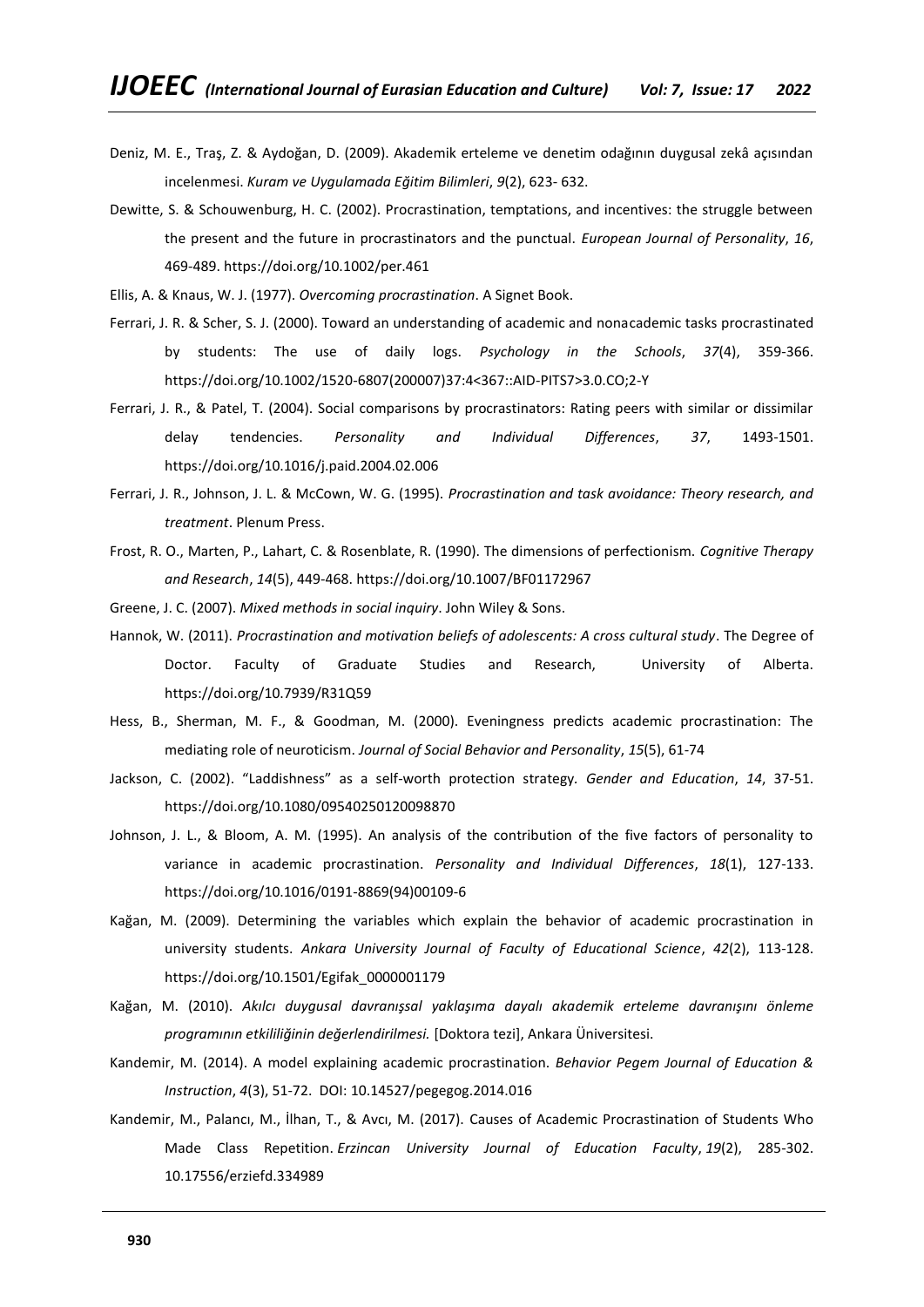Deniz, M. E., Traş, Z. & Aydoğan, D. (2009). Akademik erteleme ve denetim odağının duygusal zekâ açısından incelenmesi. *Kuram ve Uygulamada Eğitim Bilimleri*, *9*(2), 623- 632.

Dewitte, S. & Schouwenburg, H. C. (2002). Procrastination, temptations, and incentives: the struggle between the present and the future in procrastinators and the punctual. *European Journal of Personality*, *16*, 469-489. https://doi.org/10.1002/per.461

Ellis, A. & Knaus, W. J. (1977). *Overcoming procrastination*. A Signet Book.

Ferrari, J. R. & Scher, S. J. (2000). Toward an understanding of academic and nonacademic tasks procrastinated by students: The use of daily logs. *Psychology in the Schools*, *37*(4), 359-366. https://doi.org/10.1002/1520-6807(200007)37:4<367::AID-PITS7>3.0.CO;2-Y

Ferrari, J. R., & Patel, T. (2004). Social comparisons by procrastinators: Rating peers with similar or dissimilar delay tendencies. *Personality and Individual Differences*, *37*, 1493-1501. https://doi.org/10.1016/j.paid.2004.02.006

Ferrari, J. R., Johnson, J. L. & McCown, W. G. (1995). *Procrastination and task avoidance: Theory research, and treatment*. Plenum Press.

Frost, R. O., Marten, P., Lahart, C. & Rosenblate, R. (1990). The dimensions of perfectionism. *Cognitive Therapy and Research*, *14*(5), 449-468. https://doi.org/10.1007/BF01172967

Greene, J. C. (2007). *Mixed methods in social inquiry*. John Wiley & Sons.

Hannok, W. (2011). *Procrastination and motivation beliefs of adolescents: A cross cultural study*. The Degree of Doctor. Faculty of Graduate Studies and Research, University of Alberta. https://doi.org/10.7939/R31Q59

Hess, B., Sherman, M. F., & Goodman, M. (2000). Eveningness predicts academic procrastination: The mediating role of neuroticism. *Journal of Social Behavior and Personality*, *15*(5), 61-74

Jackson, C. (2002). "Laddishness" as a self-worth protection strategy. *Gender and Education*, *14*, 37-51. https://doi.org/10.1080/09540250120098870

Johnson, J. L., & Bloom, A. M. (1995). An analysis of the contribution of the five factors of personality to variance in academic procrastination. *Personality and Individual Differences*, *18*(1), 127-133. https://doi.org/10.1016/0191-8869(94)00109-6

Kağan, M. (2009). Determining the variables which explain the behavior of academic procrastination in university students. *Ankara University Journal of Faculty of Educational Science*, *42*(2), 113-128. https://doi.org/10.1501/Egifak_0000001179

Kağan, M. (2010). *Akılcı duygusal davranışsal yaklaşıma dayalı akademik erteleme davranışını önleme programının etkililiğinin değerlendirilmesi.* [Doktora tezi], Ankara Üniversitesi.

Kandemir, M. (2014). A model explaining academic procrastination. *Behavior Pegem Journal of Education & Instruction*, *4*(3), 51-72. DOI: 10.14527/pegegog.2014.016

Kandemir, M., Palancı, M., İlhan, T., & Avcı, M. (2017). Causes of Academic Procrastination of Students Who Made Class Repetition. *Erzincan University Journal of Education Faculty*, *19*(2), 285-302. 10.17556/erziefd.334989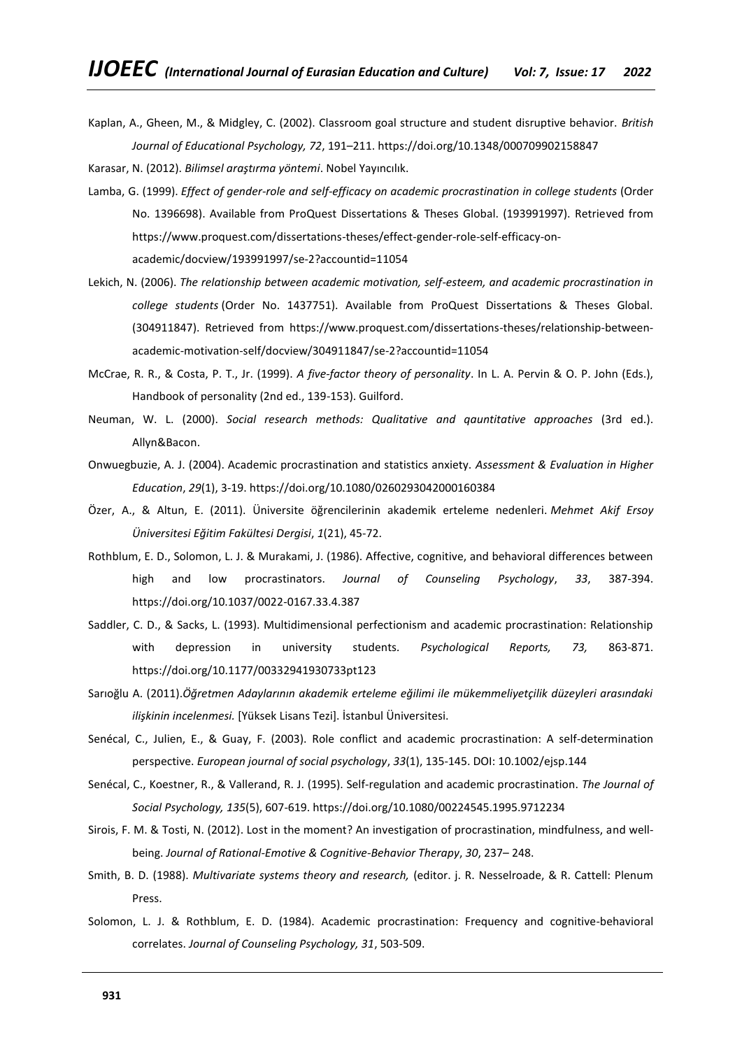Kaplan, A., Gheen, M., & Midgley, C. (2002). Classroom goal structure and student disruptive behavior. *British Journal of Educational Psychology, 72*, 191–211. https://doi.org/10.1348/000709902158847

Karasar, N. (2012). *Bilimsel araştırma yöntemi*. Nobel Yayıncılık.

Lamba, G. (1999). *Effect of gender-role and self-efficacy on academic procrastination in college students* (Order No. 1396698). Available from ProQuest Dissertations & Theses Global. (193991997). Retrieved from https://www.proquest.com/dissertations-theses/effect-gender-role-self-efficacy-on-academic/docview/193991997/se-2?accountid=11054

Lekich, N. (2006). *The relationship between academic motivation, self-esteem, and academic procrastination in college students* (Order No. 1437751). Available from ProQuest Dissertations & Theses Global. (304911847). Retrieved from https://www.proquest.com/dissertations-theses/relationship-between-academic-motivation-self/docview/304911847/se-2?accountid=11054

McCrae, R. R., & Costa, P. T., Jr. (1999). *A five-factor theory of personality*. In L. A. Pervin & O. P. John (Eds.), Handbook of personality (2nd ed., 139-153). Guilford.

Neuman, W. L. (2000). *Social research methods: Qualitative and qauntitative approaches* (3rd ed.). Allyn&Bacon.

Onwuegbuzie, A. J. (2004). Academic procrastination and statistics anxiety. *Assessment & Evaluation in Higher Education*, *29*(1), 3-19. https://doi.org/10.1080/0260293042000160384

Özer, A., & Altun, E. (2011). Üniversite öğrencilerinin akademik erteleme nedenleri. *Mehmet Akif Ersoy Üniversitesi Eğitim Fakültesi Dergisi*, *1*(21), 45-72.

Rothblum, E. D., Solomon, L. J. & Murakami, J. (1986). Affective, cognitive, and behavioral differences between high and low procrastinators. *Journal of Counseling Psychology*, *33*, 387-394. https://doi.org/10.1037/0022-0167.33.4.387

Saddler, C. D., & Sacks, L. (1993). Multidimensional perfectionism and academic procrastination: Relationship with depression in university students. *Psychological Reports, 73,* 863-871. https://doi.org/10.1177/00332941930733pt123

Sarıoğlu A. (2011).*Öğretmen Adaylarının akademik erteleme eğilimi ile mükemmeliyetçilik düzeyleri arasındaki ilişkinin incelenmesi.* [Yüksek Lisans Tezi]. İstanbul Üniversitesi.

Senécal, C., Julien, E., & Guay, F. (2003). Role conflict and academic procrastination: A self-determination perspective. *European journal of social psychology*, *33*(1), 135-145. DOI: 10.1002/ejsp.144

Senécal, C., Koestner, R., & Vallerand, R. J. (1995). Self-regulation and academic procrastination. *The Journal of Social Psychology, 135*(5), 607-619. https://doi.org/10.1080/00224545.1995.9712234

Sirois, F. M. & Tosti, N. (2012). Lost in the moment? An investigation of procrastination, mindfulness, and well-being. *Journal of Rational-Emotive & Cognitive-Behavior Therapy*, *30*, 237– 248.

Smith, B. D. (1988). *Multivariate systems theory and research,* (editor. j. R. Nesselroade, & R. Cattell: Plenum Press.

Solomon, L. J. & Rothblum, E. D. (1984). Academic procrastination: Frequency and cognitive-behavioral correlates. *Journal of Counseling Psychology, 31*, 503-509.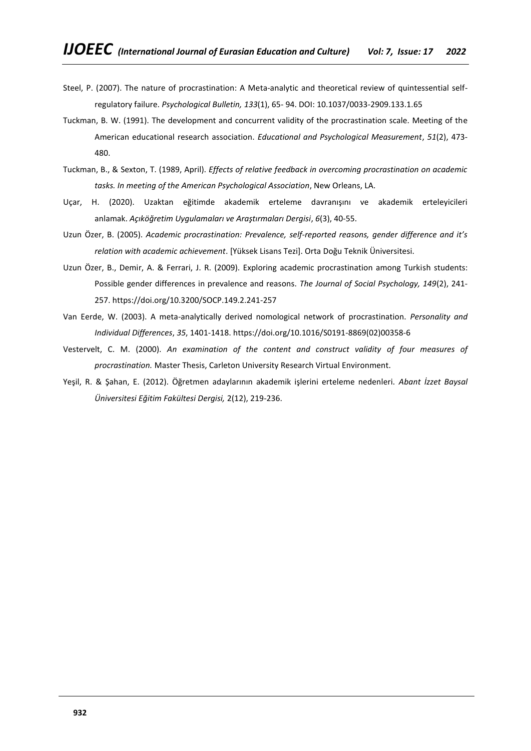Steel, P. (2007). The nature of procrastination: A Meta-analytic and theoretical review of quintessential self-regulatory failure. *Psychological Bulletin, 133*(1), 65- 94. DOI: 10.1037/0033-2909.133.1.65

Tuckman, B. W. (1991). The development and concurrent validity of the procrastination scale. Meeting of the American educational research association. *Educational and Psychological Measurement*, *51*(2), 473-480.

Tuckman, B., & Sexton, T. (1989, April). *Effects of relative feedback in overcoming procrastination on academic tasks. In meeting of the American Psychological Association*, New Orleans, LA.

Uçar, H. (2020). Uzaktan eğitimde akademik erteleme davranışını ve akademik erteleyicileri anlamak. *Açıköğretim Uygulamaları ve Araştırmaları Dergisi*, *6*(3), 40-55.

Uzun Özer, B. (2005). *Academic procrastination: Prevalence, self-reported reasons, gender difference and it's relation with academic achievement*. [Yüksek Lisans Tezi]. Orta Doğu Teknik Üniversitesi.

Uzun Özer, B., Demir, A. & Ferrari, J. R. (2009). Exploring academic procrastination among Turkish students: Possible gender differences in prevalence and reasons. *The Journal of Social Psychology, 149*(2), 241-257. https://doi.org/10.3200/SOCP.149.2.241-257

Van Eerde, W. (2003). A meta-analytically derived nomological network of procrastination. *Personality and Individual Differences*, *35*, 1401-1418. https://doi.org/10.1016/S0191-8869(02)00358-6

Vestervelt, C. M. (2000). *An examination of the content and construct validity of four measures of procrastination.* Master Thesis, Carleton University Research Virtual Environment.

Yeşil, R. & Şahan, E. (2012). Öğretmen adaylarının akademik işlerini erteleme nedenleri. *Abant İzzet Baysal Üniversitesi Eğitim Fakültesi Dergisi,* 2(12), 219-236.